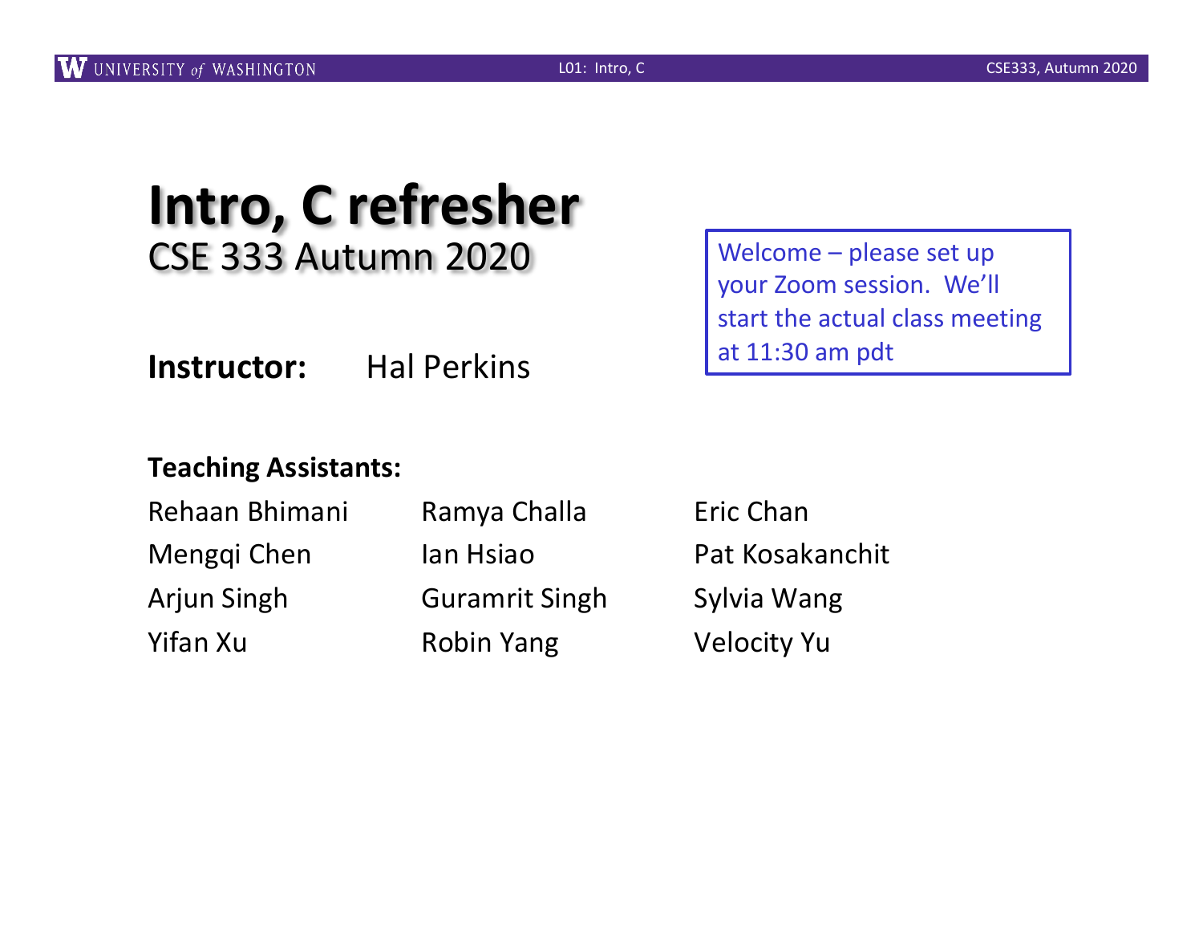# Intro, C refresher

## CSE 333 Autumn 2020

> Welcome – please set up your Zoom session. We'll start the actual class meeting at 11:30 am pdt

**Instructor:** Hal Perkins

**Teaching Assistants:**

| | | |
|---|---|---|
| Rehaan Bhimani | Ramya Challa | Eric Chan |
| Mengqi Chen | Ian Hsiao | Pat Kosakanchit |
| Arjun Singh | Guramrit Singh | Sylvia Wang |
| Yifan Xu | Robin Yang | Velocity Yu |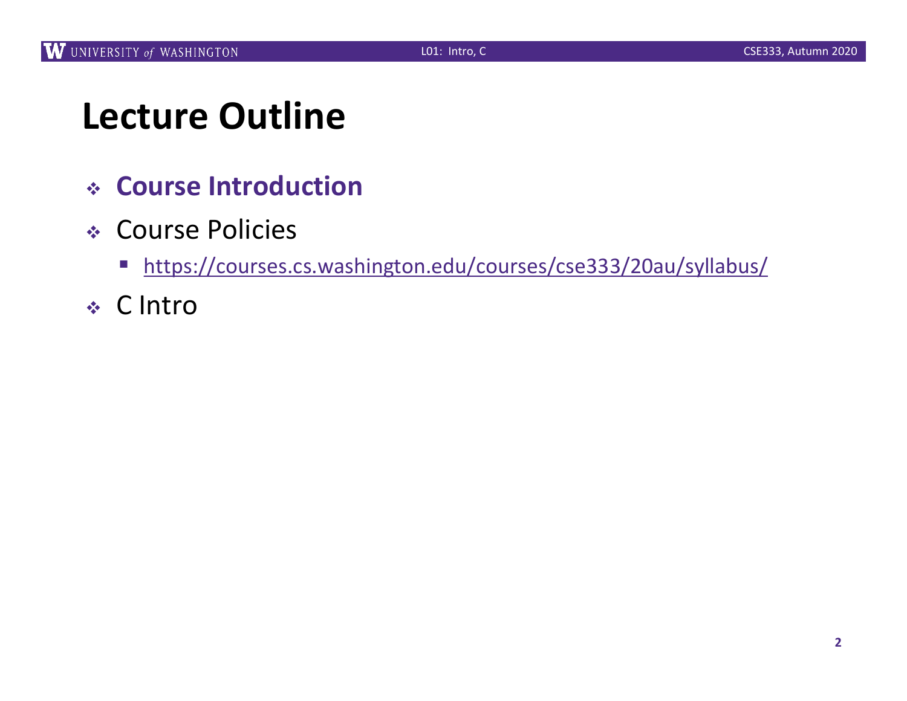# Lecture Outline

- **Course Introduction**
- Course Policies
  - https://courses.cs.washington.edu/courses/cse333/20au/syllabus/
- C Intro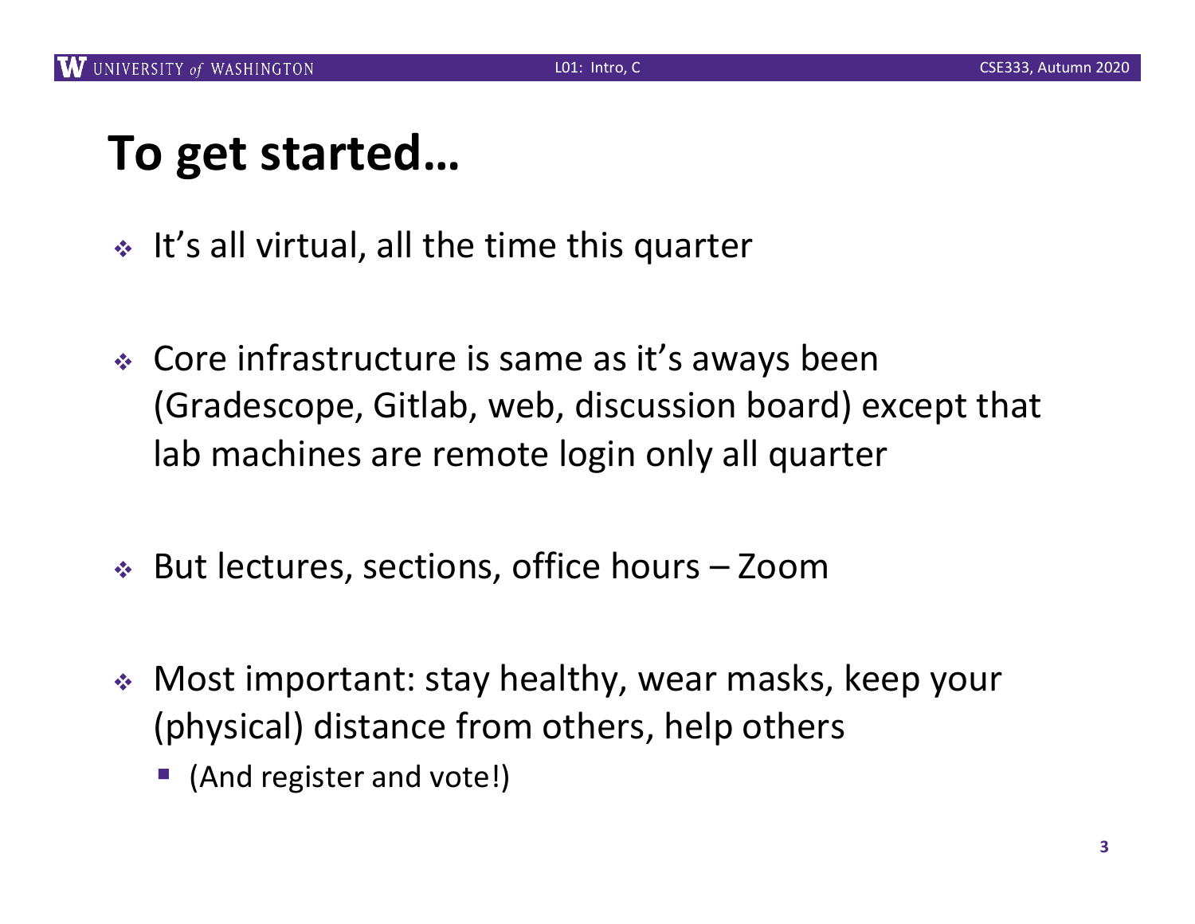# To get started…

- It's all virtual, all the time this quarter

- Core infrastructure is same as it's aways been (Gradescope, Gitlab, web, discussion board) except that lab machines are remote login only all quarter

- But lectures, sections, office hours – Zoom

- Most important: stay healthy, wear masks, keep your (physical) distance from others, help others
  - (And register and vote!)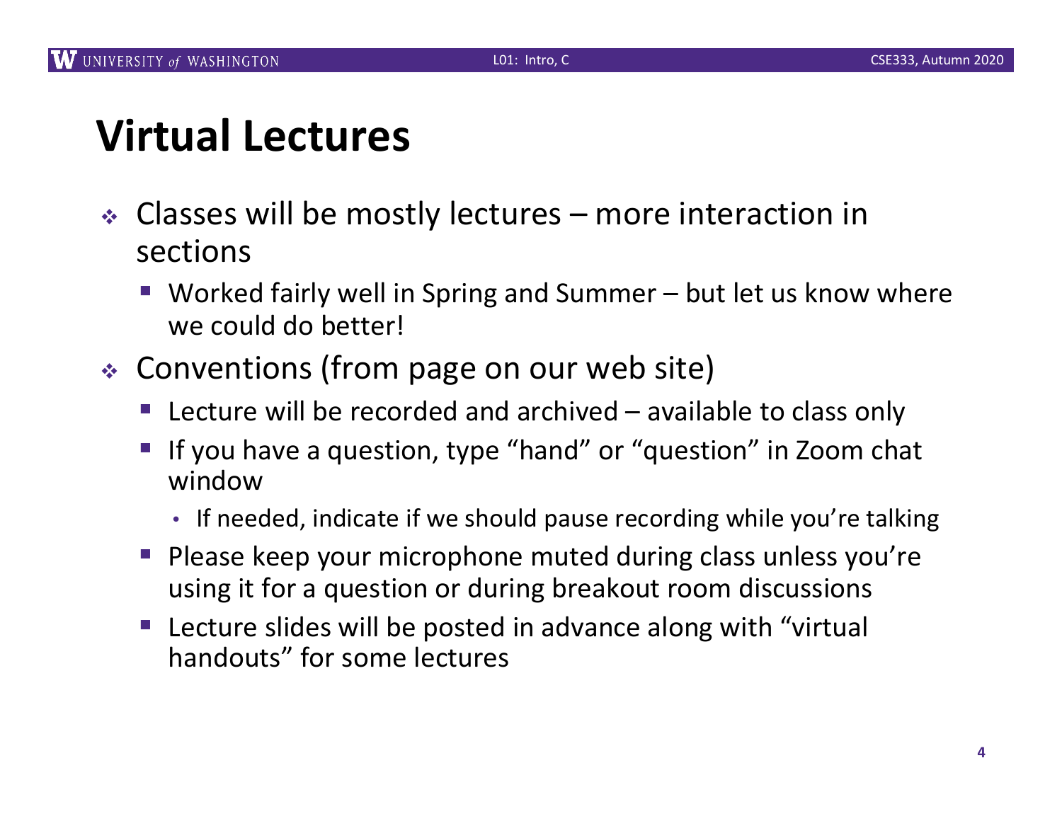# Virtual Lectures

- Classes will be mostly lectures – more interaction in sections
  - Worked fairly well in Spring and Summer – but let us know where we could do better!
- Conventions (from page on our web site)
  - Lecture will be recorded and archived – available to class only
  - If you have a question, type "hand" or "question" in Zoom chat window
    - If needed, indicate if we should pause recording while you're talking
  - Please keep your microphone muted during class unless you're using it for a question or during breakout room discussions
  - Lecture slides will be posted in advance along with "virtual handouts" for some lectures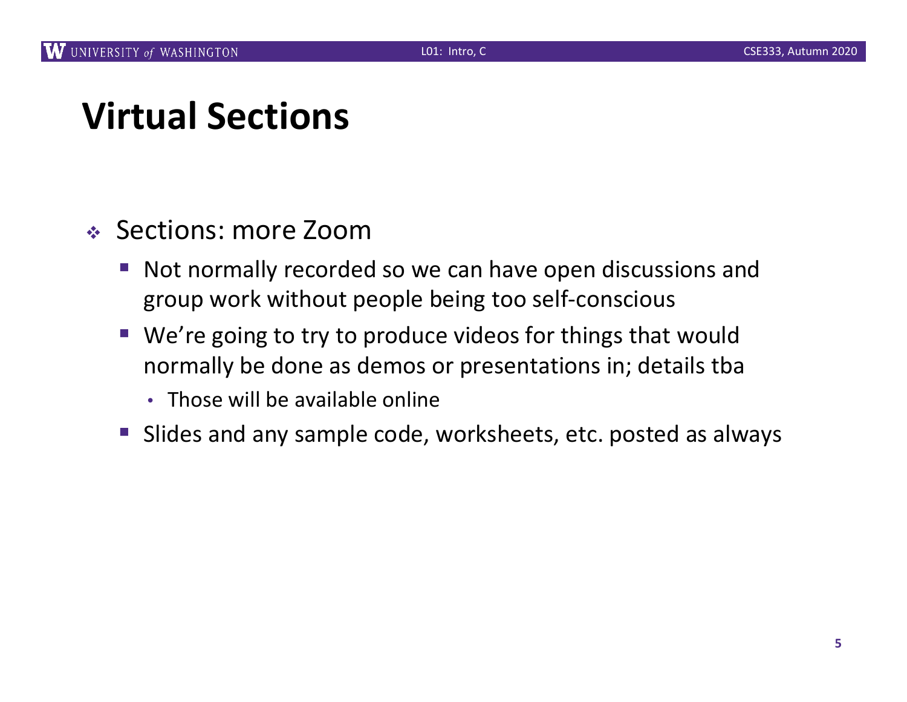# Virtual Sections

- Sections: more Zoom
  - Not normally recorded so we can have open discussions and group work without people being too self-conscious
  - We're going to try to produce videos for things that would normally be done as demos or presentations in; details tba
    - Those will be available online
  - Slides and any sample code, worksheets, etc. posted as always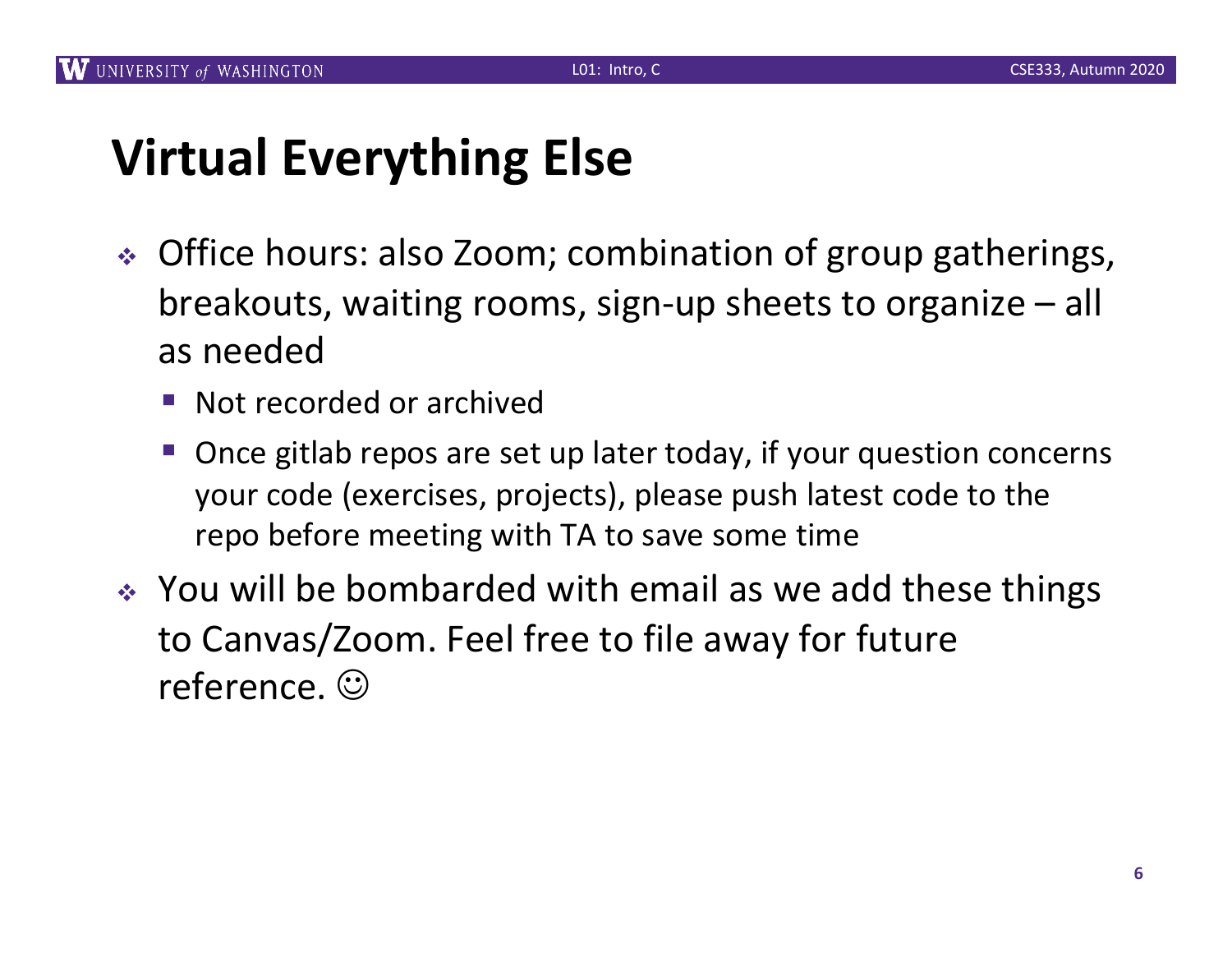# Virtual Everything Else

- Office hours: also Zoom; combination of group gatherings, breakouts, waiting rooms, sign-up sheets to organize – all as needed
  - Not recorded or archived
  - Once gitlab repos are set up later today, if your question concerns your code (exercises, projects), please push latest code to the repo before meeting with TA to save some time
- You will be bombarded with email as we add these things to Canvas/Zoom. Feel free to file away for future reference. ☺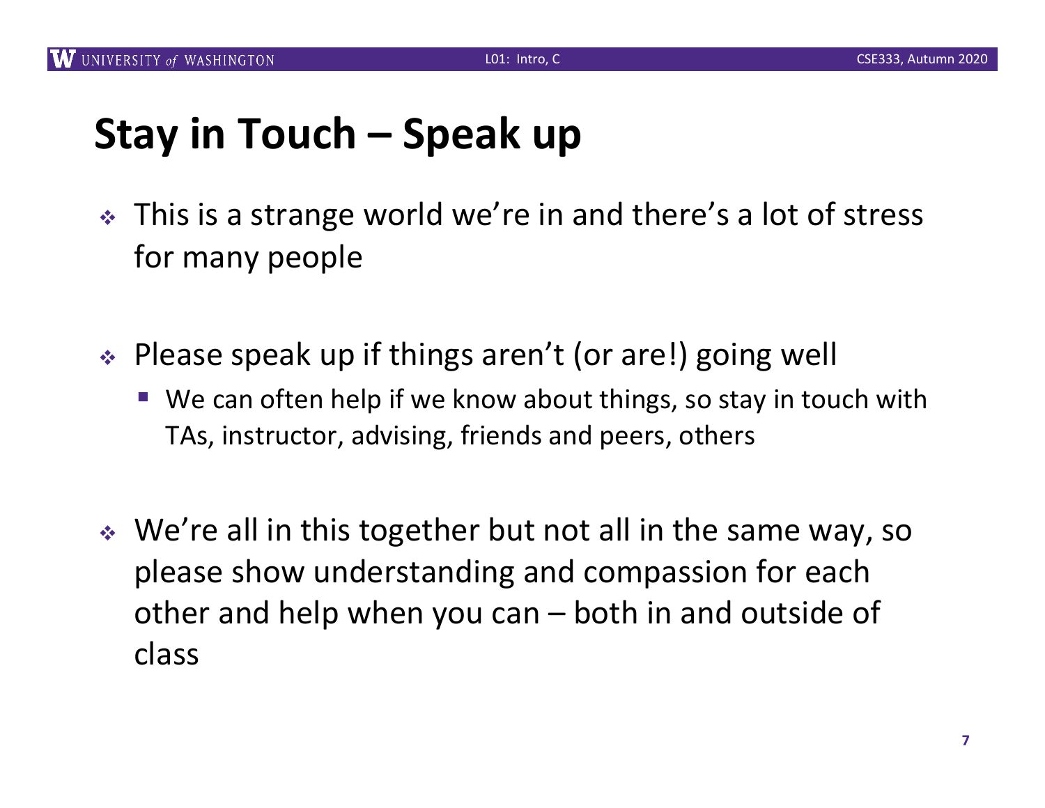# Stay in Touch – Speak up

- This is a strange world we're in and there's a lot of stress for many people

- Please speak up if things aren't (or are!) going well
  - We can often help if we know about things, so stay in touch with TAs, instructor, advising, friends and peers, others

- We're all in this together but not all in the same way, so please show understanding and compassion for each other and help when you can – both in and outside of class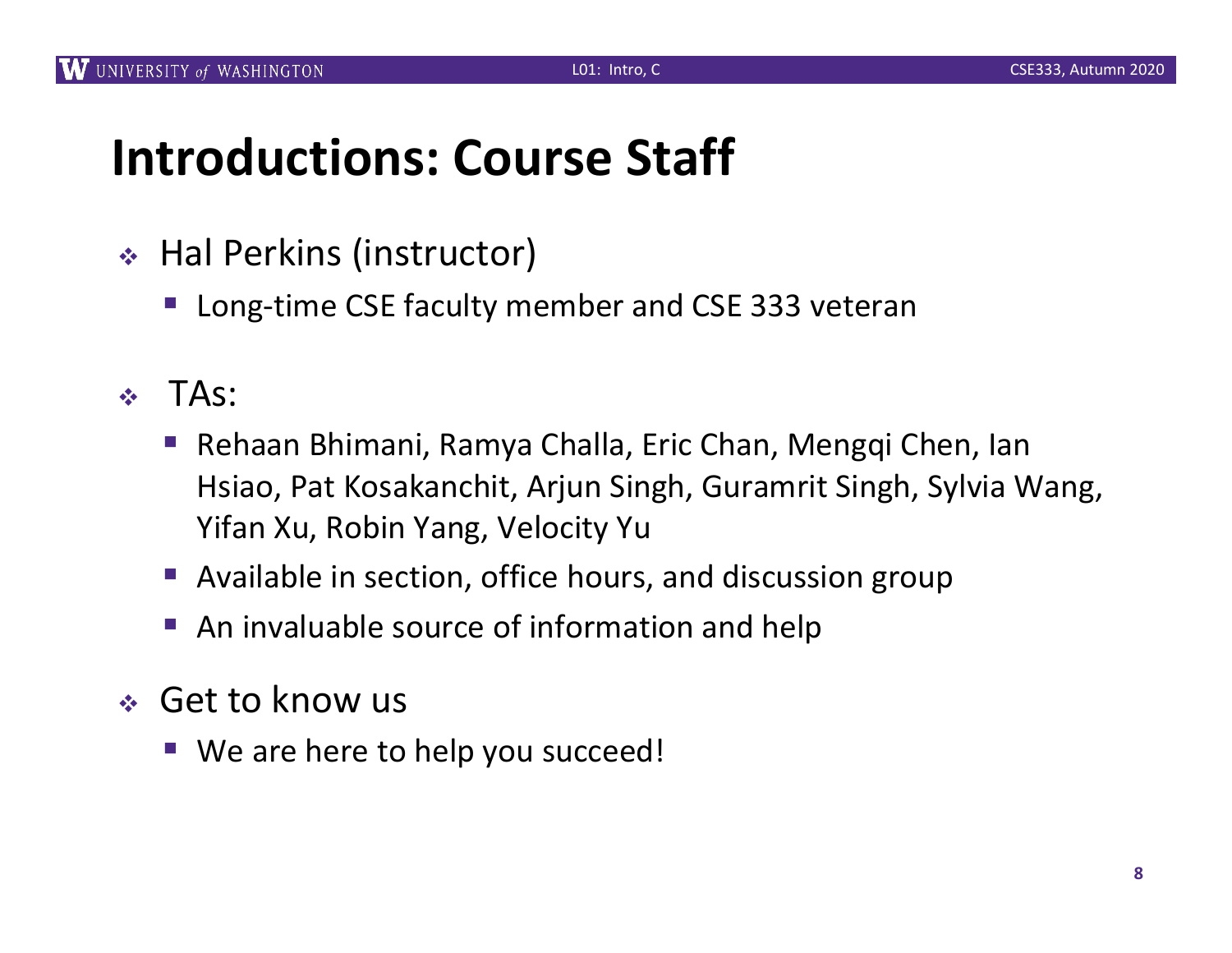# Introductions: Course Staff

- Hal Perkins (instructor)
  - Long-time CSE faculty member and CSE 333 veteran
- TAs:
  - Rehaan Bhimani, Ramya Challa, Eric Chan, Mengqi Chen, Ian Hsiao, Pat Kosakanchit, Arjun Singh, Guramrit Singh, Sylvia Wang, Yifan Xu, Robin Yang, Velocity Yu
  - Available in section, office hours, and discussion group
  - An invaluable source of information and help
- Get to know us
  - We are here to help you succeed!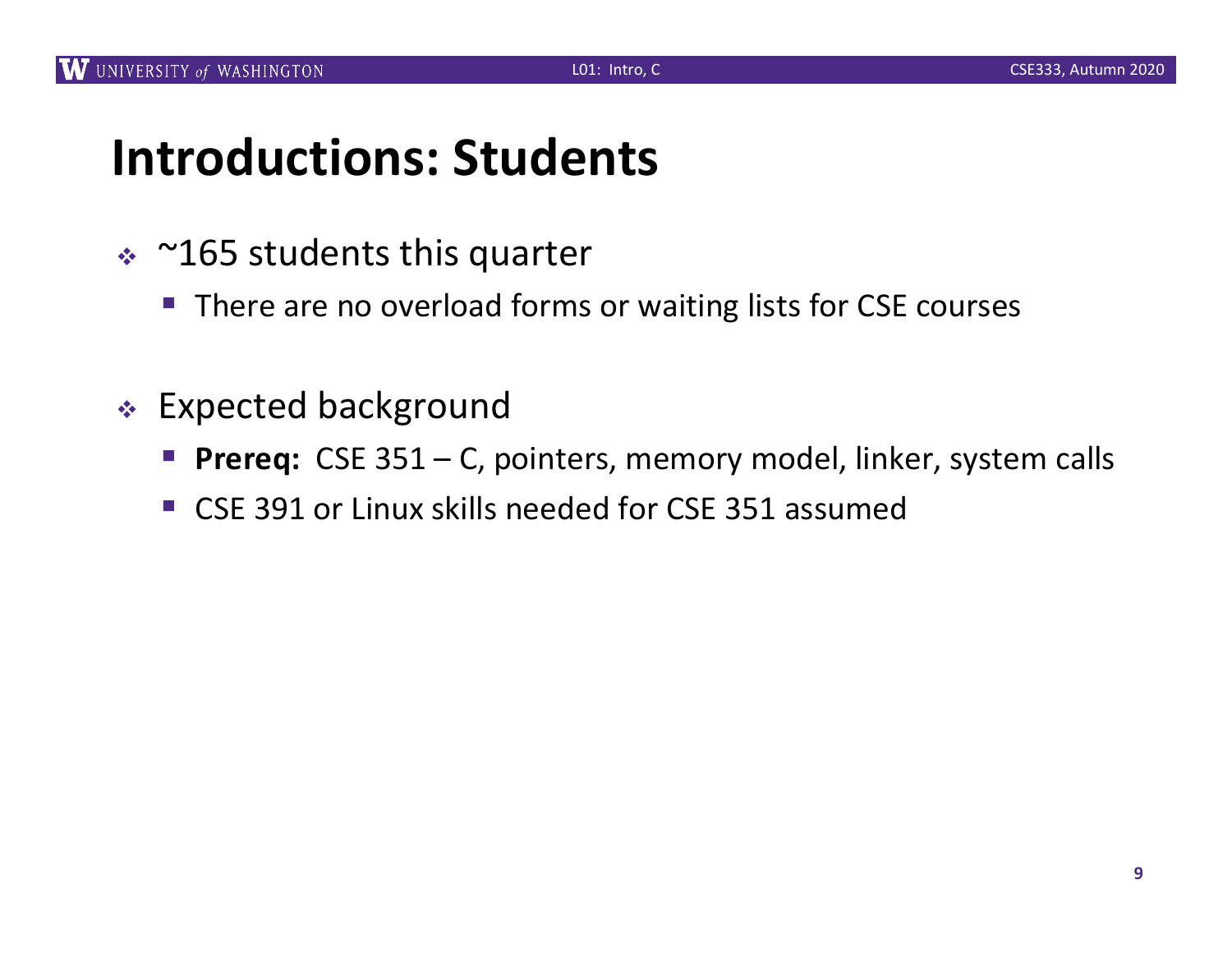# Introductions: Students

- ~165 students this quarter
  - There are no overload forms or waiting lists for CSE courses

- Expected background
  - **Prereq:** CSE 351 – C, pointers, memory model, linker, system calls
  - CSE 391 or Linux skills needed for CSE 351 assumed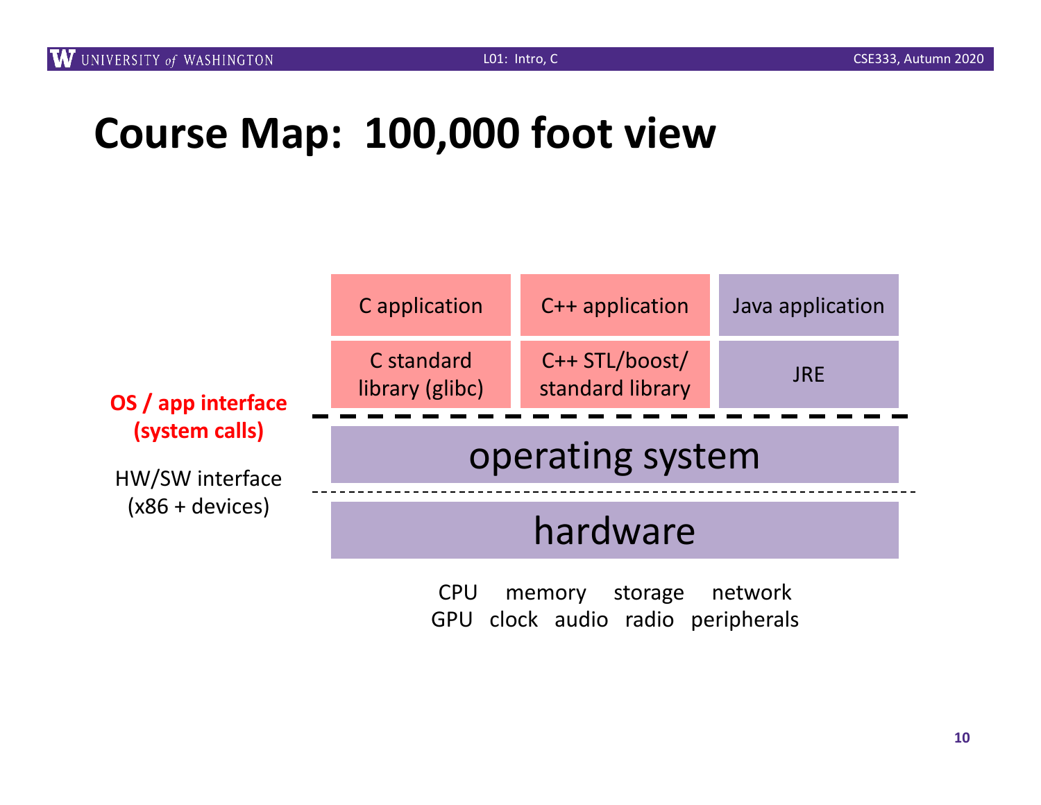# Course Map: 100,000 foot view

| C application | C++ application | Java application |
|---|---|---|
| C standard library (glibc) | C++ STL/boost/ standard library | JRE |

**OS / app interface (system calls)**

operating system

HW/SW interface (x86 + devices)

hardware

CPU memory storage network
GPU clock audio radio peripherals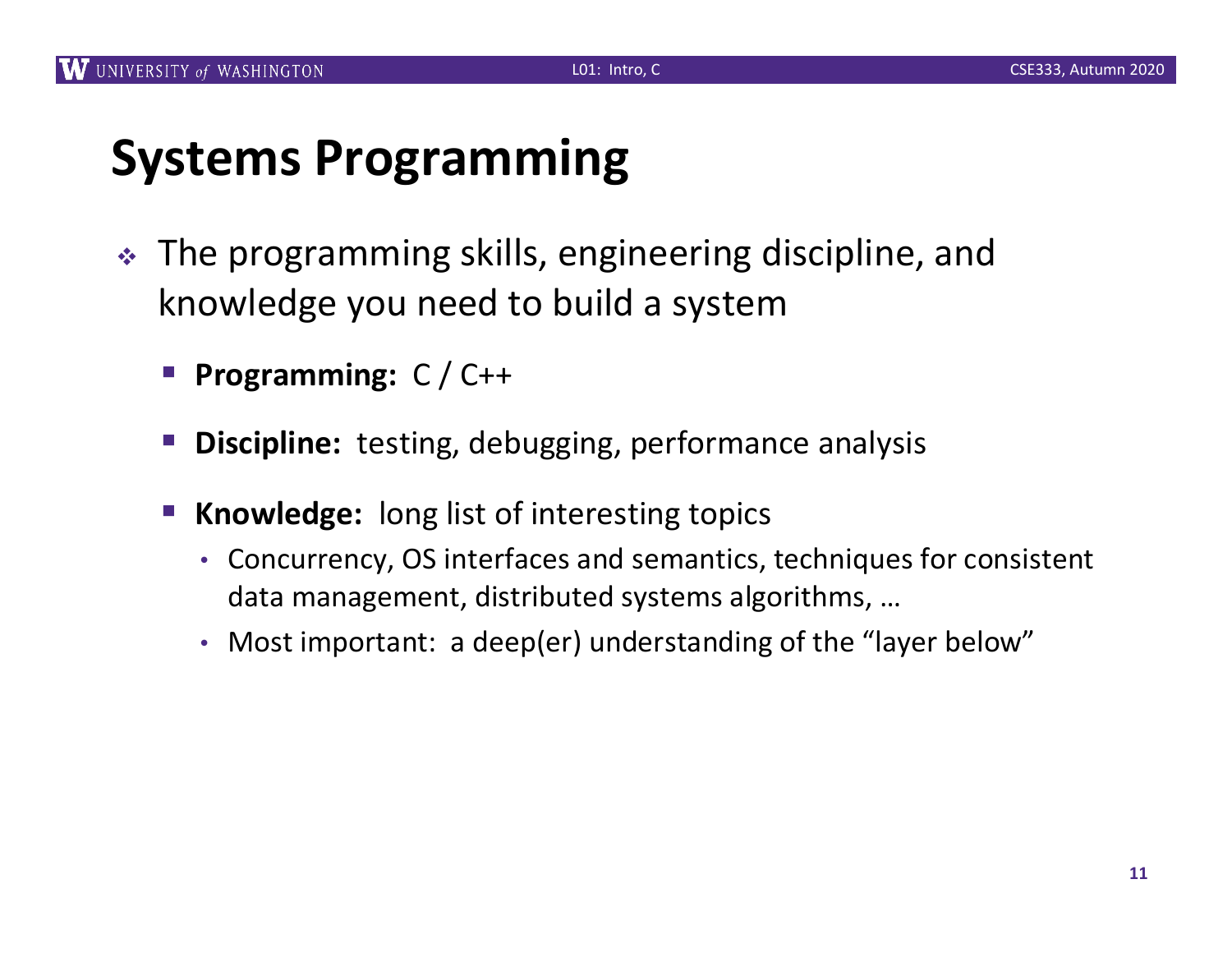# Systems Programming

- The programming skills, engineering discipline, and knowledge you need to build a system
  - **Programming:** C / C++
  - **Discipline:** testing, debugging, performance analysis
  - **Knowledge:** long list of interesting topics
    - Concurrency, OS interfaces and semantics, techniques for consistent data management, distributed systems algorithms, …
    - Most important: a deep(er) understanding of the "layer below"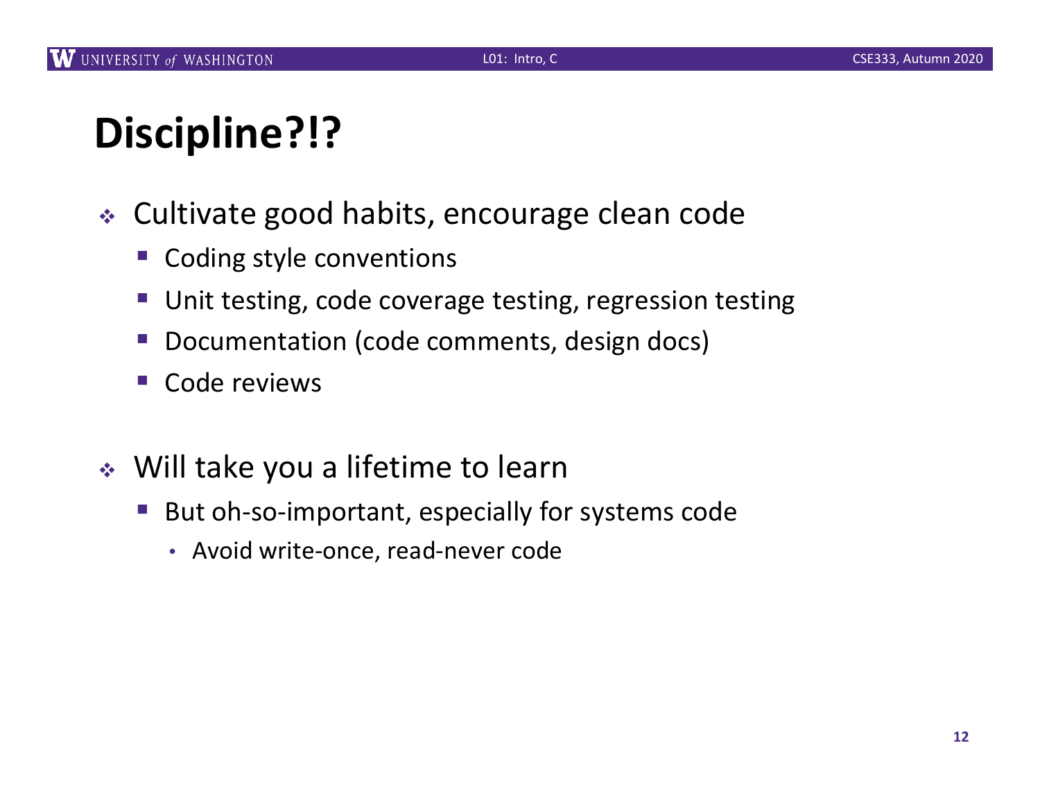# Discipline?!?

- Cultivate good habits, encourage clean code
  - Coding style conventions
  - Unit testing, code coverage testing, regression testing
  - Documentation (code comments, design docs)
  - Code reviews

- Will take you a lifetime to learn
  - But oh-so-important, especially for systems code
    - Avoid write-once, read-never code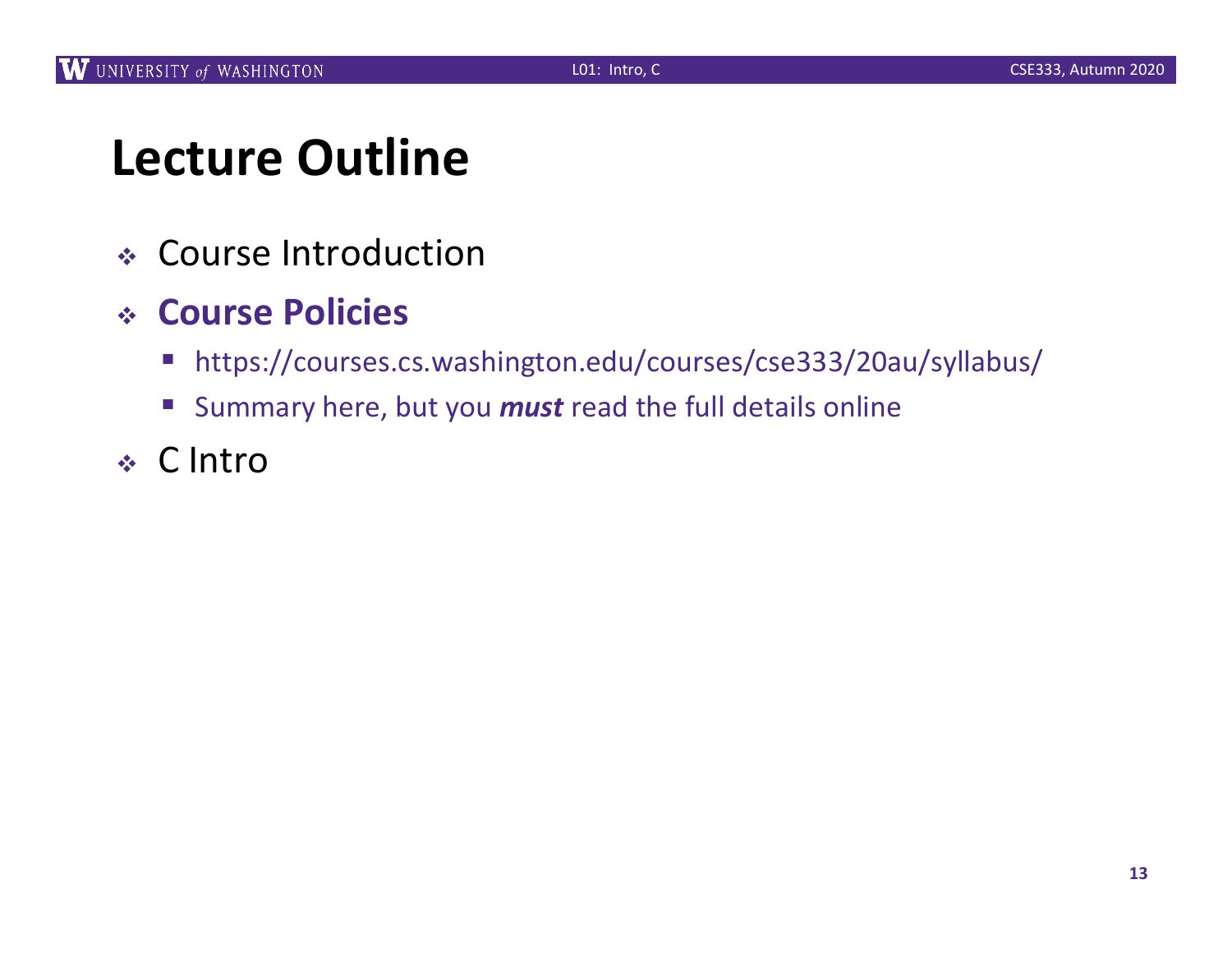# Lecture Outline

- Course Introduction
- **Course Policies**
  - https://courses.cs.washington.edu/courses/cse333/20au/syllabus/
  - Summary here, but you ***must*** read the full details online
- C Intro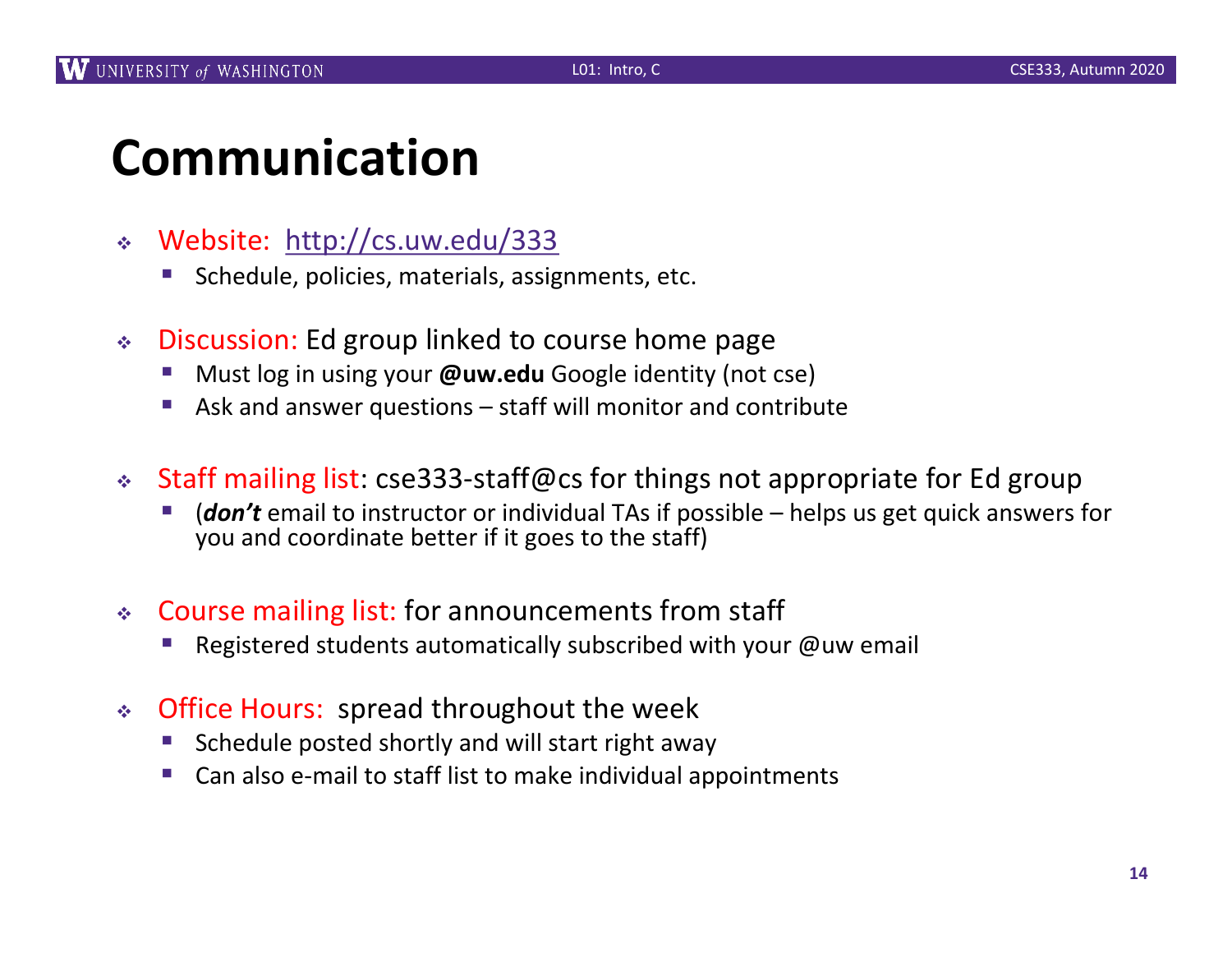# Communication

- Website: [http://cs.uw.edu/333](http://cs.uw.edu/333)
  - Schedule, policies, materials, assignments, etc.
- Discussion: Ed group linked to course home page
  - Must log in using your **@uw.edu** Google identity (not cse)
  - Ask and answer questions – staff will monitor and contribute
- Staff mailing list: cse333-staff@cs for things not appropriate for Ed group
  - (***don't*** email to instructor or individual TAs if possible – helps us get quick answers for you and coordinate better if it goes to the staff)
- Course mailing list: for announcements from staff
  - Registered students automatically subscribed with your @uw email
- Office Hours: spread throughout the week
  - Schedule posted shortly and will start right away
  - Can also e-mail to staff list to make individual appointments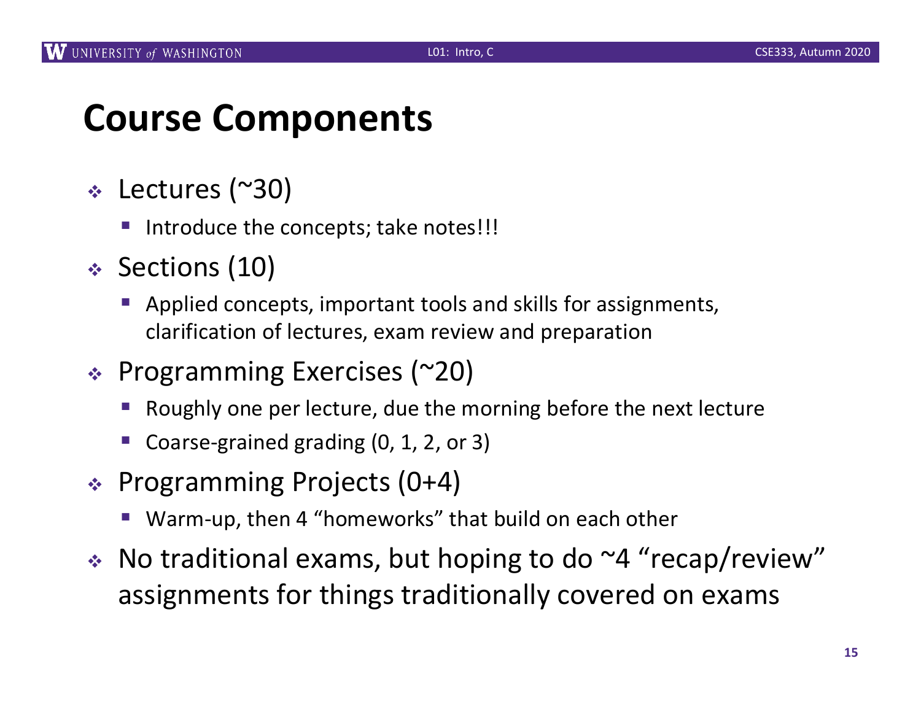# Course Components

- Lectures (~30)
  - Introduce the concepts; take notes!!!
- Sections (10)
  - Applied concepts, important tools and skills for assignments, clarification of lectures, exam review and preparation
- Programming Exercises (~20)
  - Roughly one per lecture, due the morning before the next lecture
  - Coarse-grained grading (0, 1, 2, or 3)
- Programming Projects (0+4)
  - Warm-up, then 4 "homeworks" that build on each other
- No traditional exams, but hoping to do ~4 "recap/review" assignments for things traditionally covered on exams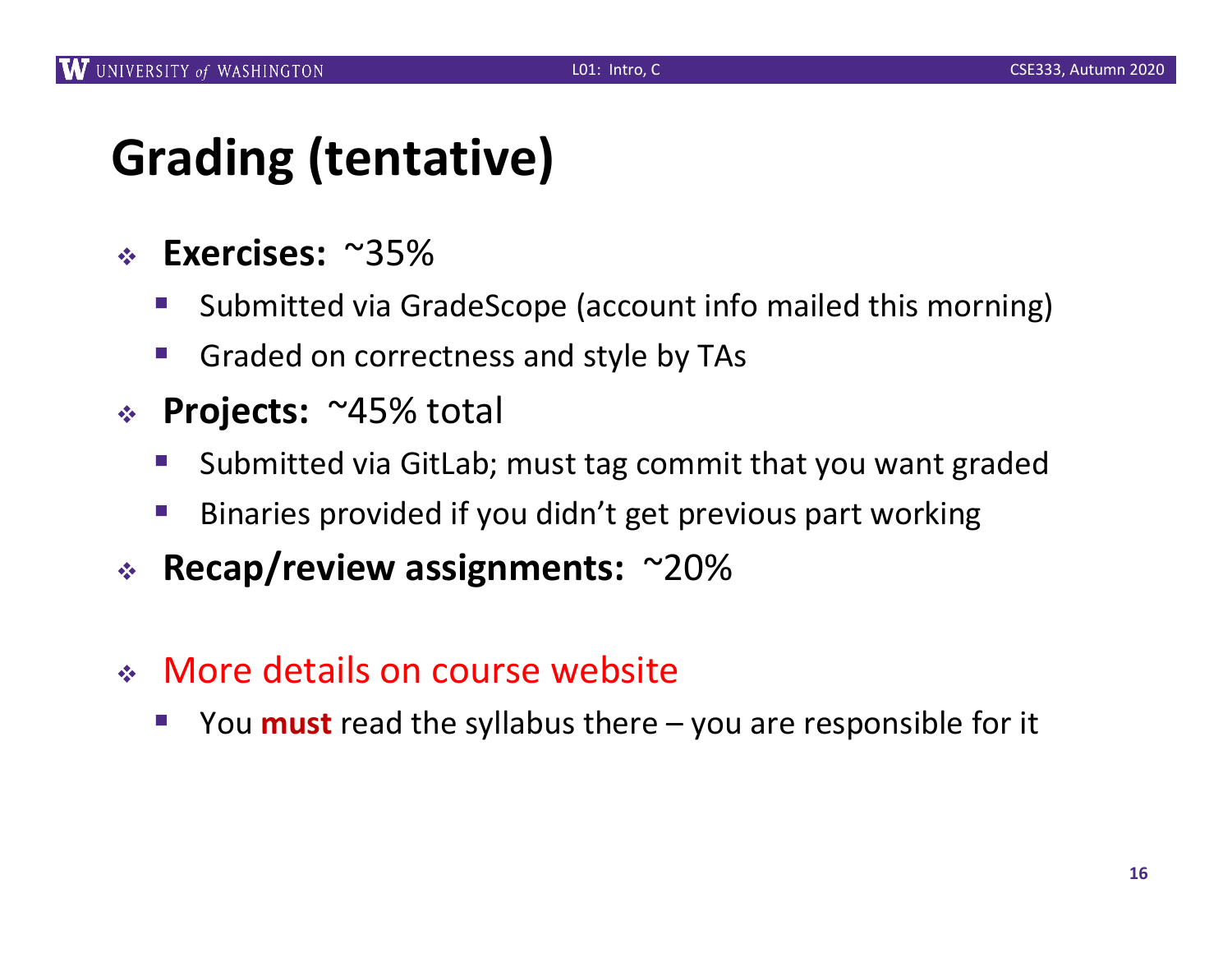# Grading (tentative)

- **Exercises:** ~35%
  - Submitted via GradeScope (account info mailed this morning)
  - Graded on correctness and style by TAs
- **Projects:** ~45% total
  - Submitted via GitLab; must tag commit that you want graded
  - Binaries provided if you didn't get previous part working
- **Recap/review assignments:** ~20%

- More details on course website
  - You **must** read the syllabus there – you are responsible for it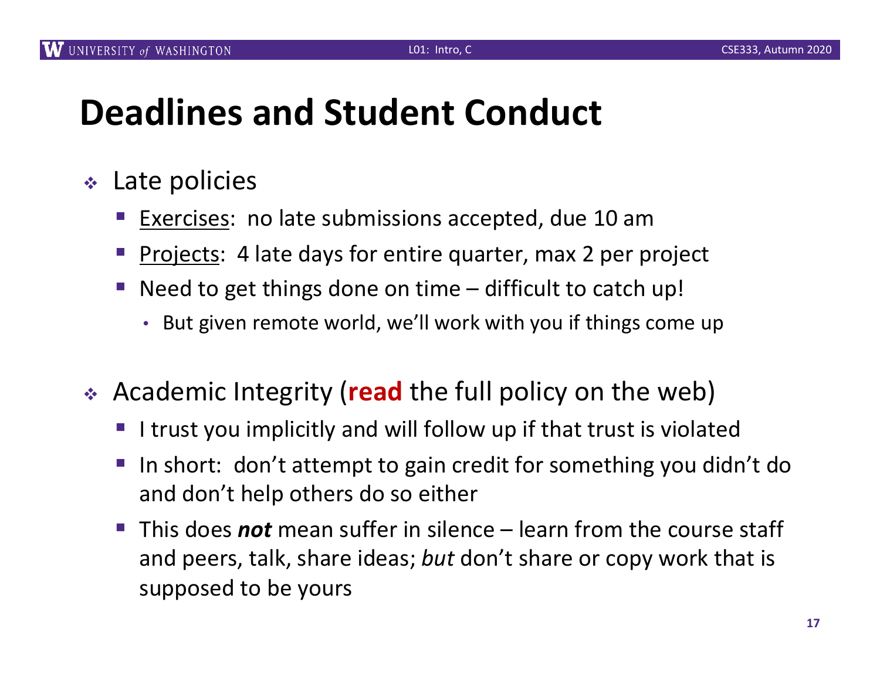# Deadlines and Student Conduct

- Late policies
  - Exercises: no late submissions accepted, due 10 am
  - Projects: 4 late days for entire quarter, max 2 per project
  - Need to get things done on time – difficult to catch up!
    - But given remote world, we'll work with you if things come up

- Academic Integrity (**read** the full policy on the web)
  - I trust you implicitly and will follow up if that trust is violated
  - In short: don't attempt to gain credit for something you didn't do and don't help others do so either
  - This does ***not*** mean suffer in silence – learn from the course staff and peers, talk, share ideas; *but* don't share or copy work that is supposed to be yours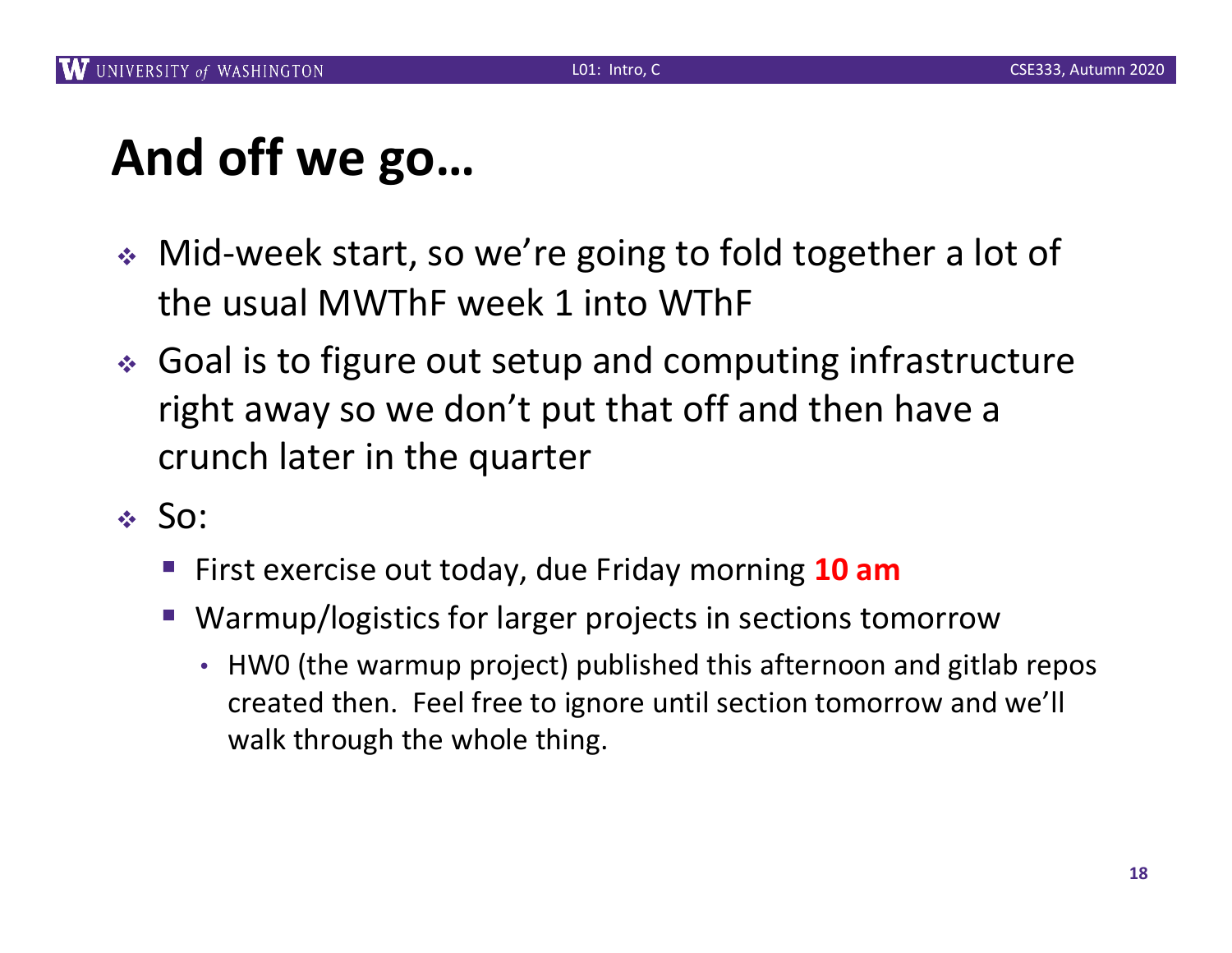# And off we go…

- Mid-week start, so we're going to fold together a lot of the usual MWThF week 1 into WThF
- Goal is to figure out setup and computing infrastructure right away so we don't put that off and then have a crunch later in the quarter
- So:
  - First exercise out today, due Friday morning **10 am**
  - Warmup/logistics for larger projects in sections tomorrow
    - HW0 (the warmup project) published this afternoon and gitlab repos created then. Feel free to ignore until section tomorrow and we'll walk through the whole thing.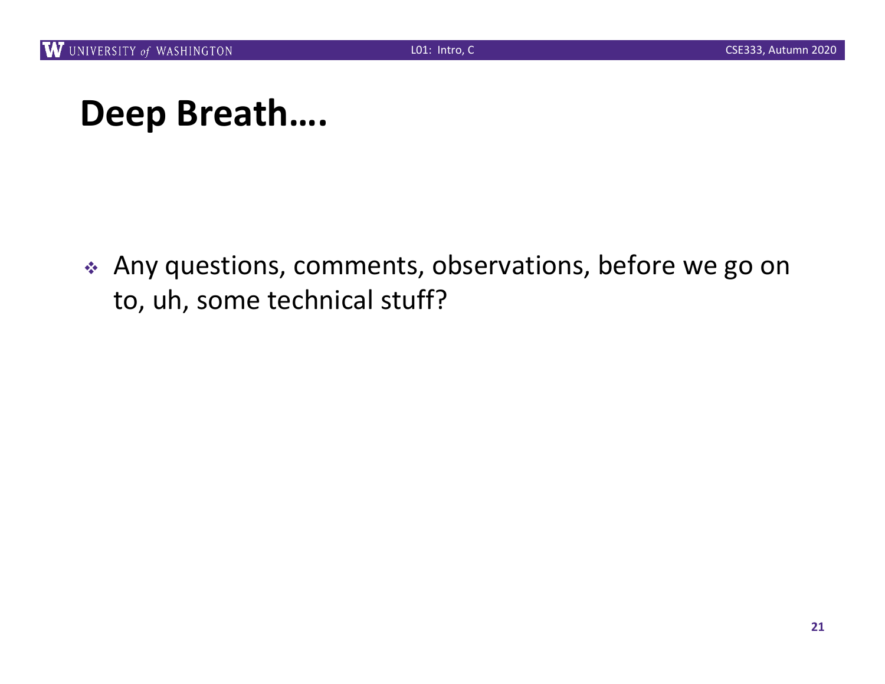# Deep Breath….

- Any questions, comments, observations, before we go on to, uh, some technical stuff?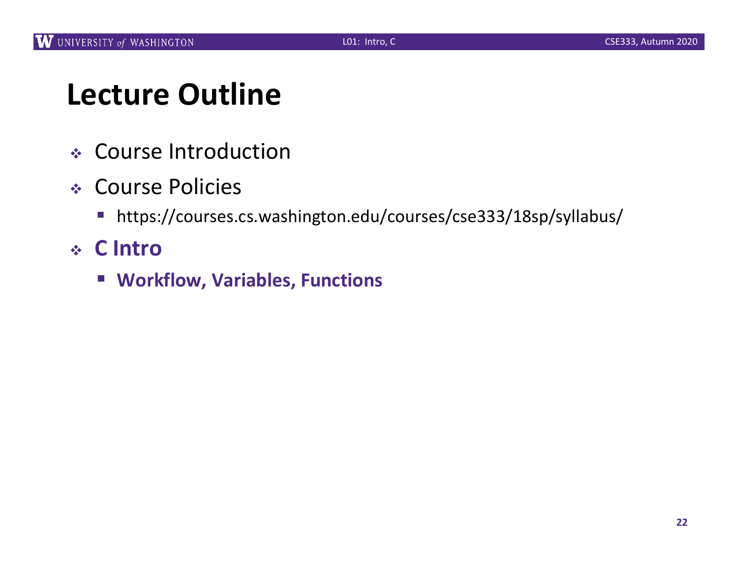# Lecture Outline

- Course Introduction
- Course Policies
  - https://courses.cs.washington.edu/courses/cse333/18sp/syllabus/
- **C Intro**
  - **Workflow, Variables, Functions**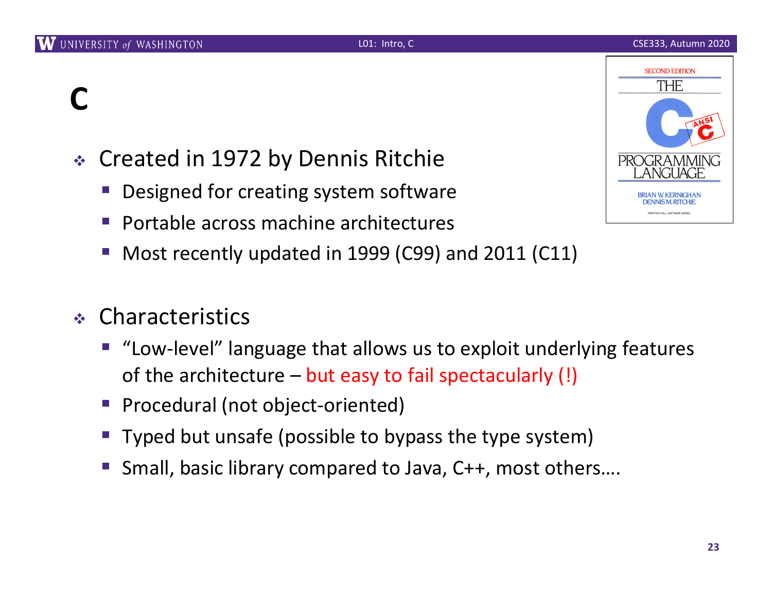# C

- Created in 1972 by Dennis Ritchie
  - Designed for creating system software
  - Portable across machine architectures
  - Most recently updated in 1999 (C99) and 2011 (C11)

- Characteristics
  - "Low-level" language that allows us to exploit underlying features of the architecture – but easy to fail spectacularly (!)
  - Procedural (not object-oriented)
  - Typed but unsafe (possible to bypass the type system)
  - Small, basic library compared to Java, C++, most others….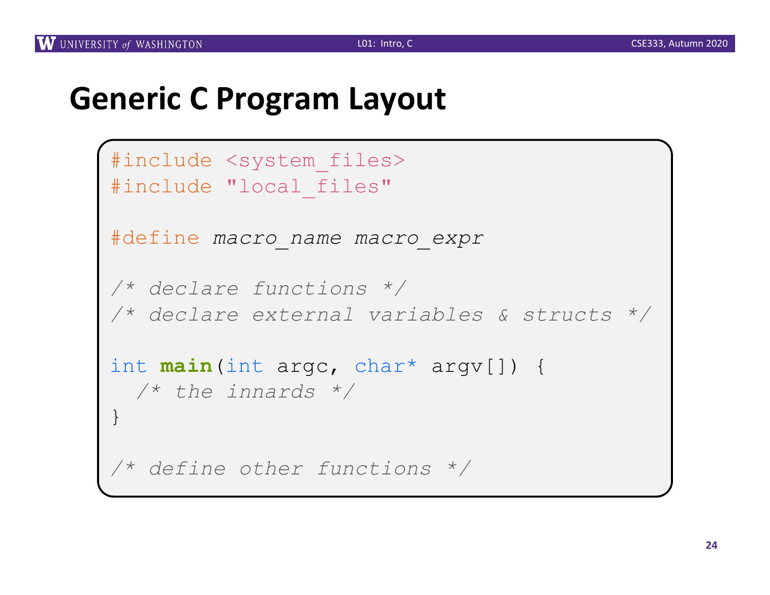# Generic C Program Layout

```
#include <system_files>
#include "local_files"

#define macro_name macro_expr

/* declare functions */
/* declare external variables & structs */

int main(int argc, char* argv[]) {
  /* the innards */
}

/* define other functions */
```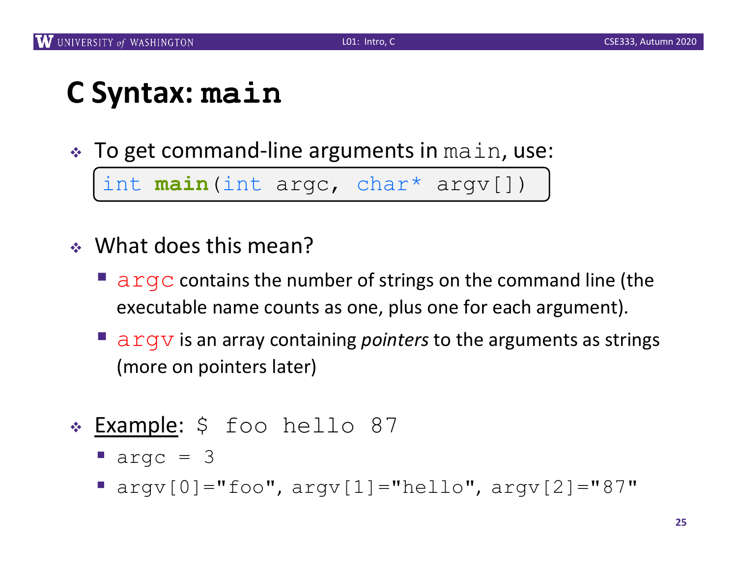# C Syntax: `main`

- To get command-line arguments in `main`, use:

```
int main(int argc, char* argv[])
```

- What does this mean?
  - `argc` contains the number of strings on the command line (the executable name counts as one, plus one for each argument).
  - `argv` is an array containing *pointers* to the arguments as strings (more on pointers later)

- <u>Example</u>: `$ foo hello 87`
  - `argc = 3`
  - `argv[0]="foo", argv[1]="hello", argv[2]="87"`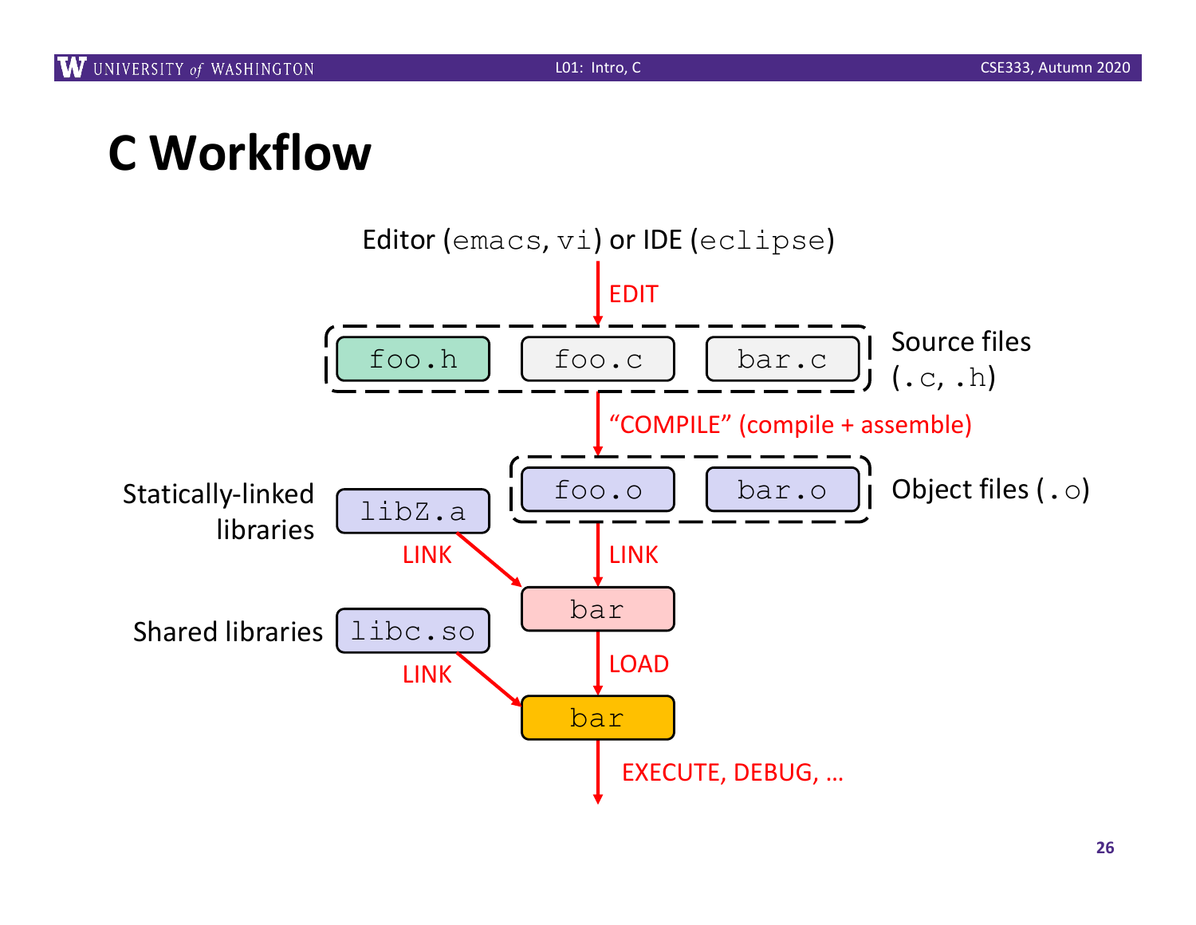# C Workflow

Editor (emacs, vi) or IDE (eclipse)

EDIT

Source files (.c, .h)

foo.h foo.c bar.c

"COMPILE" (compile + assemble)

Object files (.o)

foo.o bar.o

Statically-linked libraries

libZ.a

LINK

LINK

bar

Shared libraries

libc.so

LINK

LOAD

bar

EXECUTE, DEBUG, …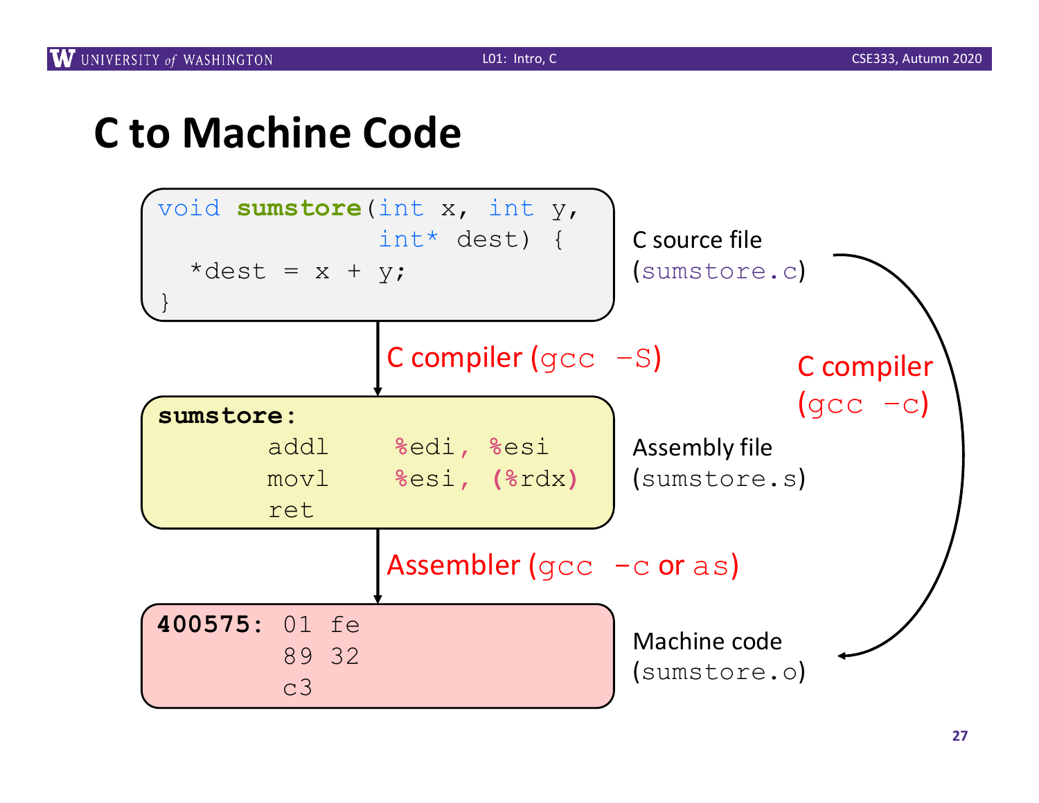# C to Machine Code

```c
void sumstore(int x, int y,
              int* dest) {
  *dest = x + y;
}
```

C source file (sumstore.c)

C compiler (gcc –S)

```
sumstore:
        addl    %edi, %esi
        movl    %esi, (%rdx)
        ret
```

Assembly file (sumstore.s)

Assembler (gcc –c or as)

```
400575: 01 fe
        89 32
        c3
```

Machine code (sumstore.o)

C compiler (gcc –c)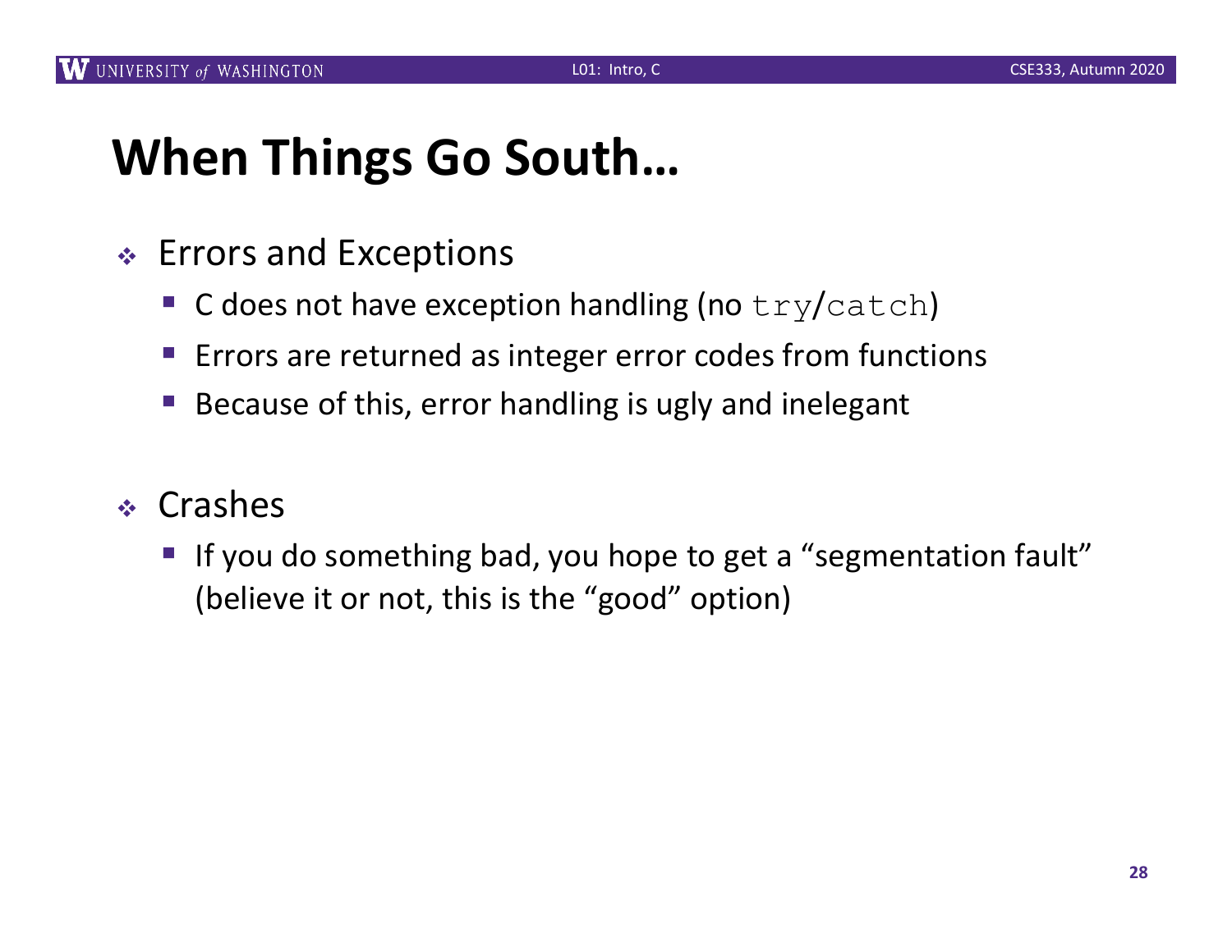# When Things Go South…

- Errors and Exceptions
  - C does not have exception handling (no `try`/`catch`)
  - Errors are returned as integer error codes from functions
  - Because of this, error handling is ugly and inelegant
- Crashes
  - If you do something bad, you hope to get a "segmentation fault" (believe it or not, this is the "good" option)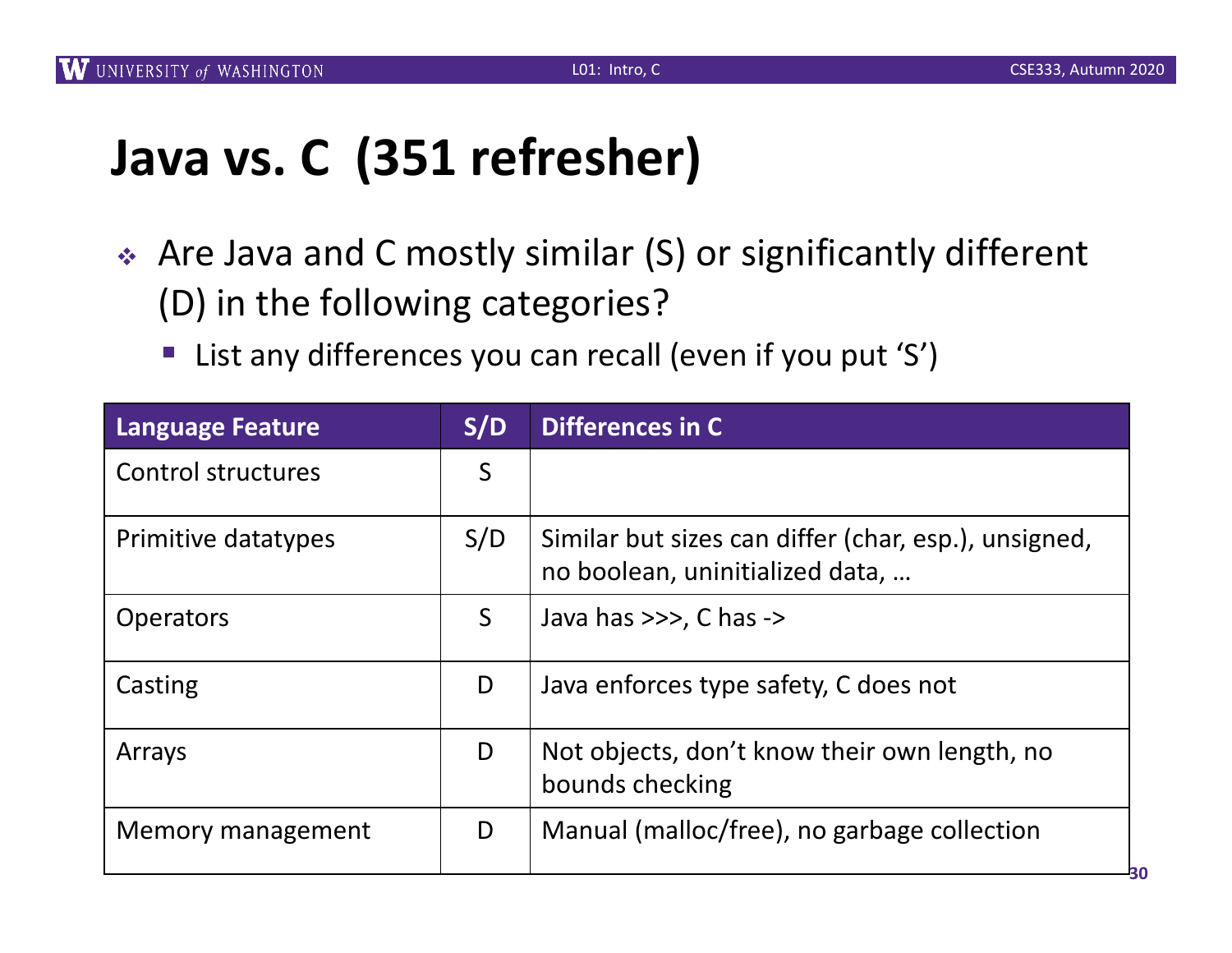# Java vs. C (351 refresher)

- Are Java and C mostly similar (S) or significantly different (D) in the following categories?
  - List any differences you can recall (even if you put 'S')

| Language Feature | S/D | Differences in C |
| --- | --- | --- |
| Control structures | S | |
| Primitive datatypes | S/D | Similar but sizes can differ (char, esp.), unsigned, no boolean, uninitialized data, … |
| Operators | S | Java has >>>, C has -> |
| Casting | D | Java enforces type safety, C does not |
| Arrays | D | Not objects, don't know their own length, no bounds checking |
| Memory management | D | Manual (malloc/free), no garbage collection |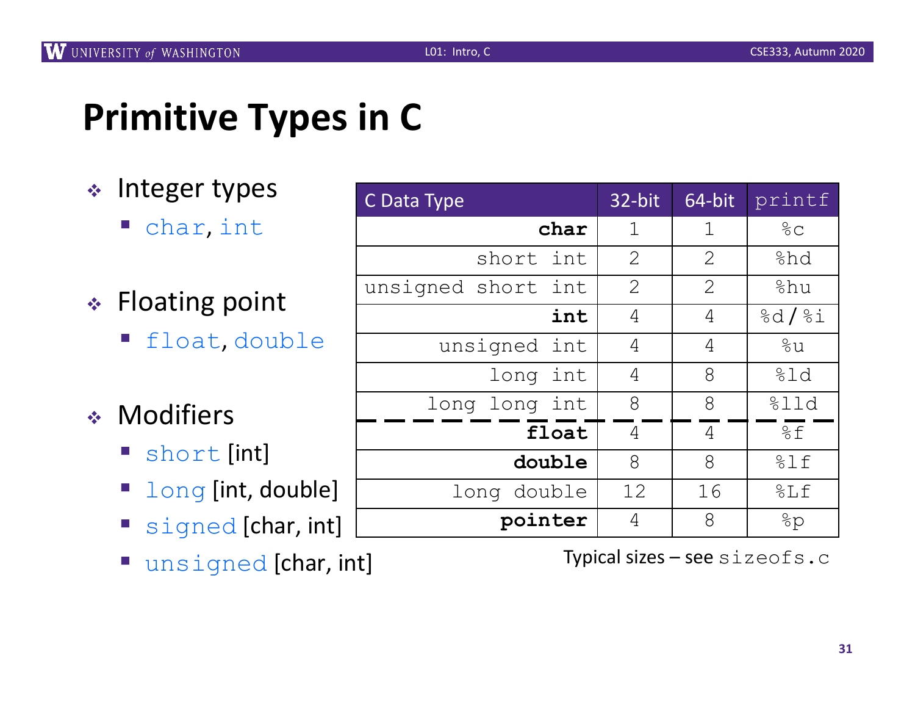# Primitive Types in C

- Integer types
  - char, int
- Floating point
  - float, double
- Modifiers
  - short [int]
  - long [int, double]
  - signed [char, int]
  - unsigned [char, int]

| C Data Type | 32-bit | 64-bit | printf |
|---|---|---|---|
| **char** | 1 | 1 | %c |
| short int | 2 | 2 | %hd |
| unsigned short int | 2 | 2 | %hu |
| **int** | 4 | 4 | %d / %i |
| unsigned int | 4 | 4 | %u |
| long int | 4 | 8 | %ld |
| long long int | 8 | 8 | %lld |
| **float** | 4 | 4 | %f |
| **double** | 8 | 8 | %lf |
| long double | 12 | 16 | %Lf |
| **pointer** | 4 | 8 | %p |

Typical sizes – see sizeofs.c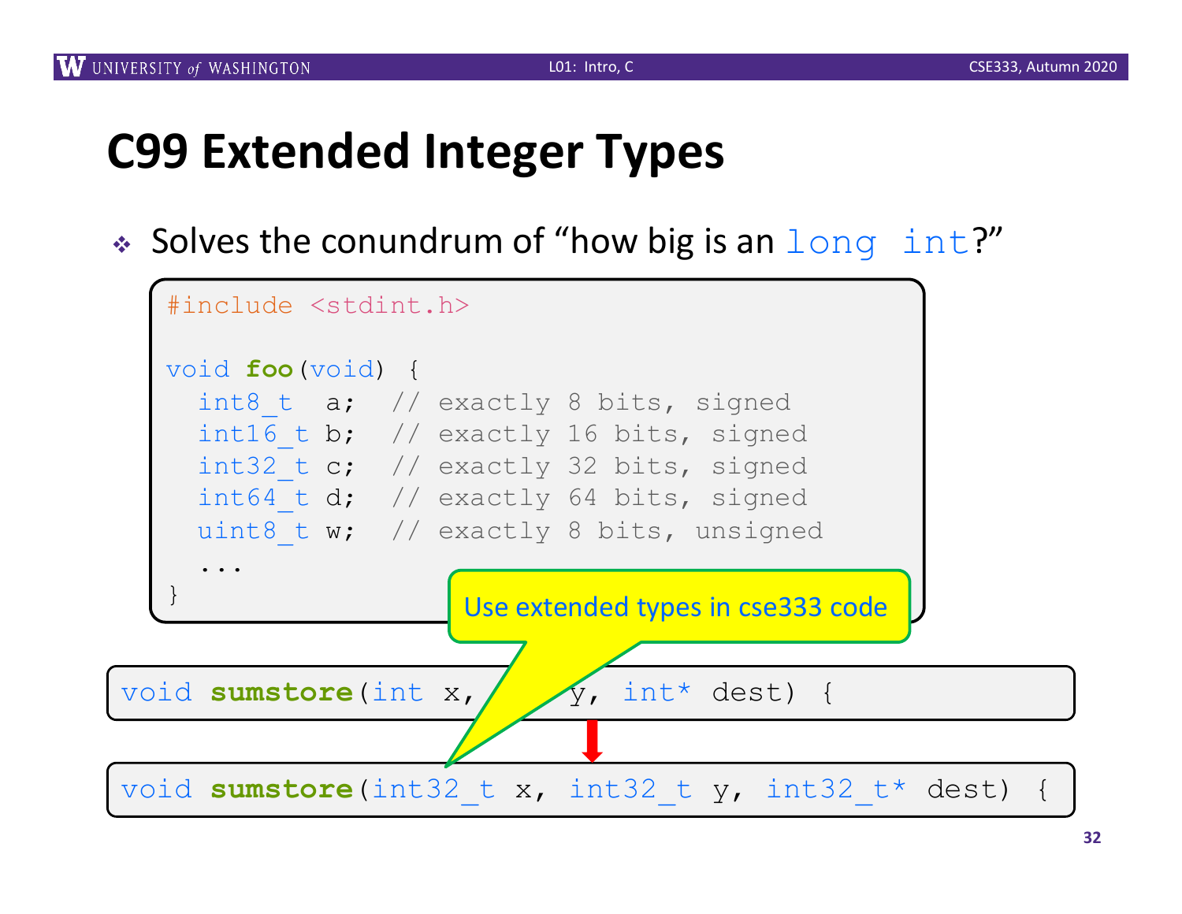# C99 Extended Integer Types

- Solves the conundrum of "how big is an `long int`?"

```
#include <stdint.h>

void foo(void) {
  int8_t  a;  // exactly 8 bits, signed
  int16_t b;  // exactly 16 bits, signed
  int32_t c;  // exactly 32 bits, signed
  int64_t d;  // exactly 64 bits, signed
  uint8_t w;  // exactly 8 bits, unsigned
  ...
}
```

Use extended types in cse333 code

```
void sumstore(int x, int y, int* dest) {
```

↓

```
void sumstore(int32_t x, int32_t y, int32_t* dest) {
```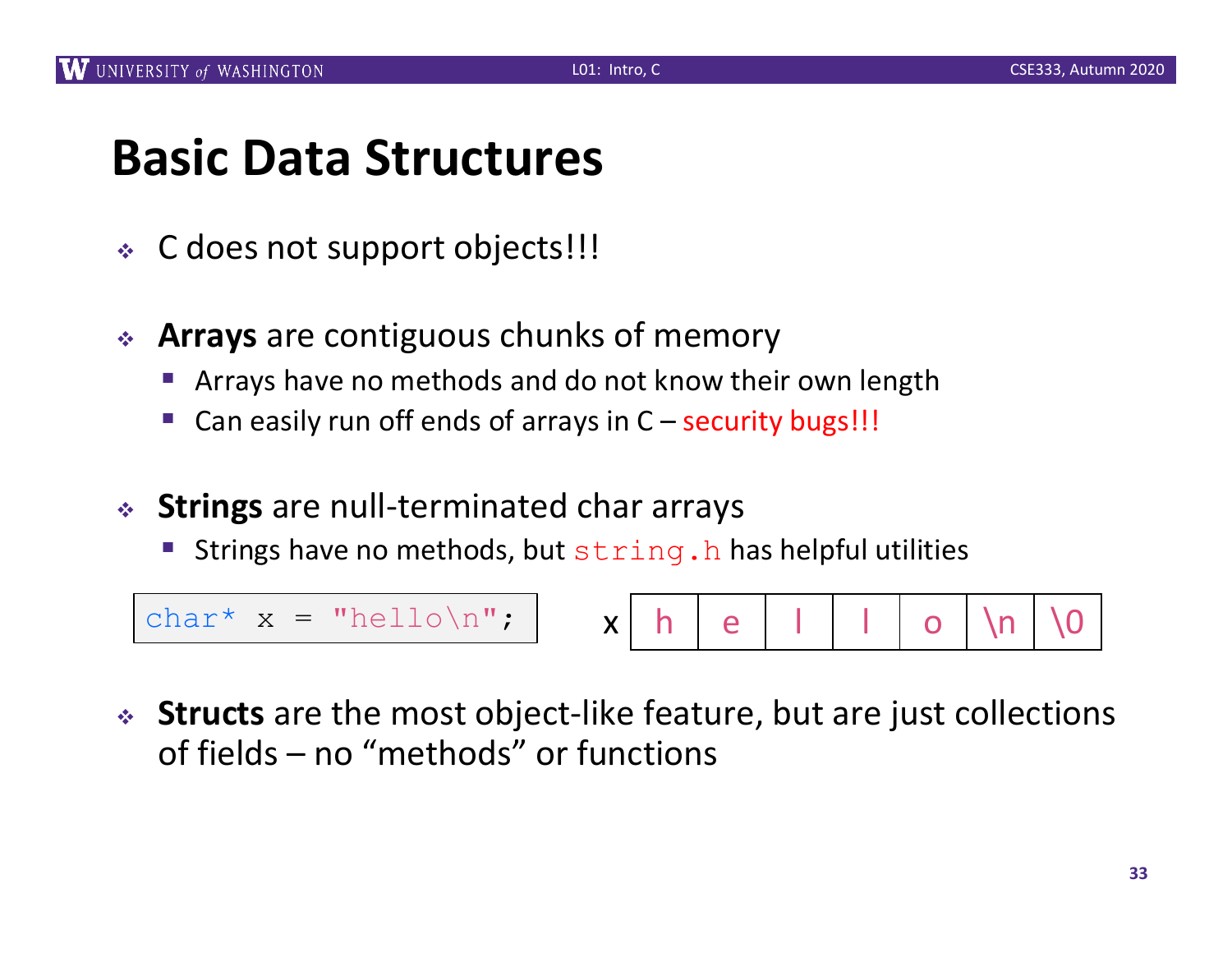# Basic Data Structures

- C does not support objects!!!

- **Arrays** are contiguous chunks of memory
  - Arrays have no methods and do not know their own length
  - Can easily run off ends of arrays in C – security bugs!!!

- **Strings** are null-terminated char arrays
  - Strings have no methods, but `string.h` has helpful utilities

```
char* x = "hello\n";
```

x

| h | e | l | l | o | \n | \0 |
|---|---|---|---|---|---|---|

- **Structs** are the most object-like feature, but are just collections of fields – no "methods" or functions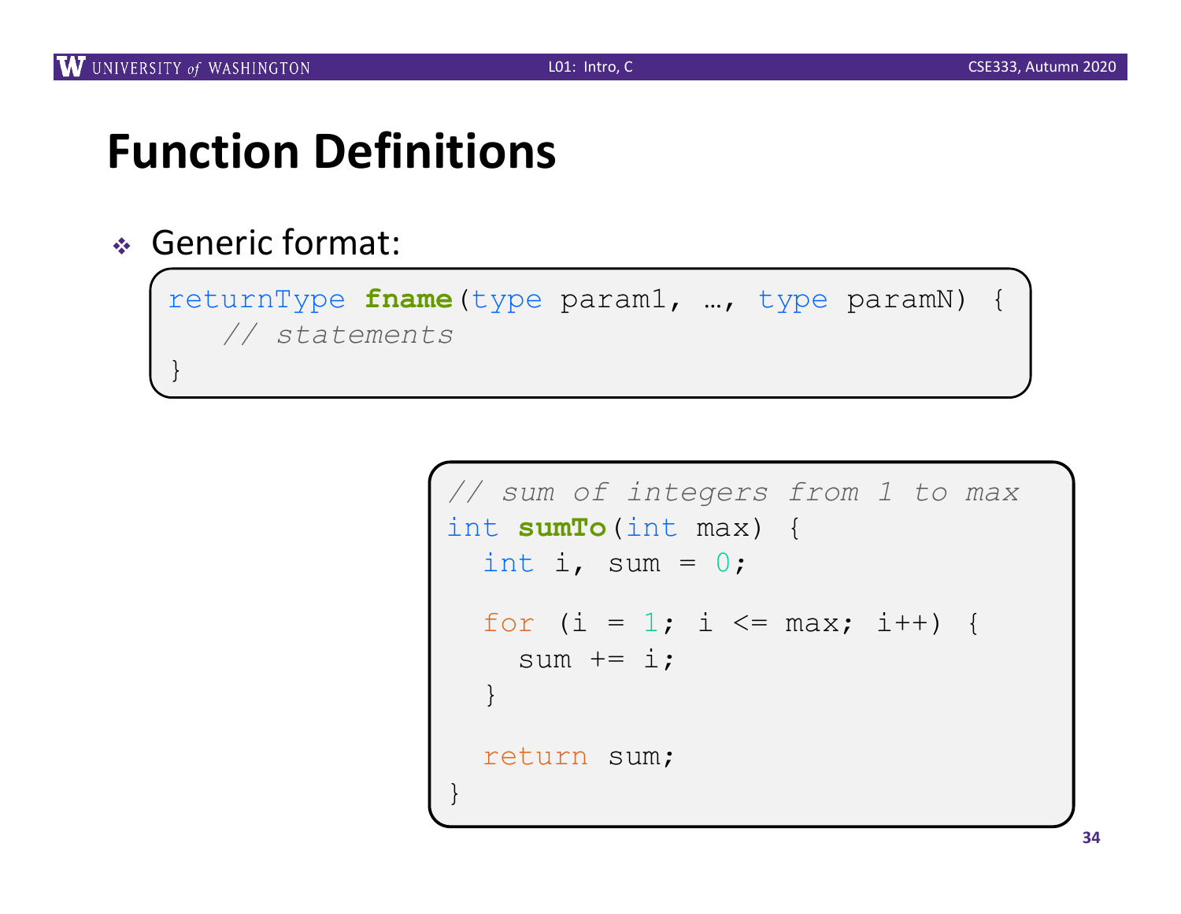# Function Definitions

- Generic format:

```
returnType fname(type param1, …, type paramN) {
   // statements
}
```

```
// sum of integers from 1 to max
int sumTo(int max) {
  int i, sum = 0;

  for (i = 1; i <= max; i++) {
    sum += i;
  }

  return sum;
}
```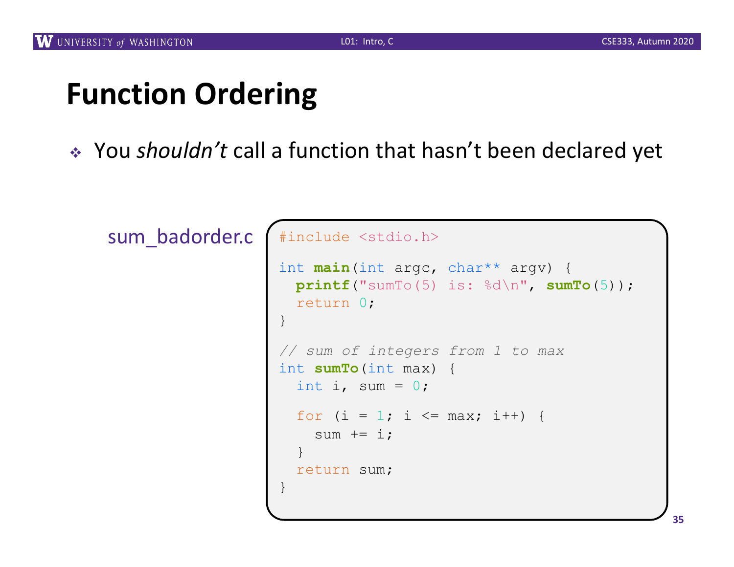# Function Ordering

- You *shouldn't* call a function that hasn't been declared yet

sum_badorder.c

```c
#include <stdio.h>

int main(int argc, char** argv) {
  printf("sumTo(5) is: %d\n", sumTo(5));
  return 0;
}

// sum of integers from 1 to max
int sumTo(int max) {
  int i, sum = 0;

  for (i = 1; i <= max; i++) {
    sum += i;
  }
  return sum;
}
```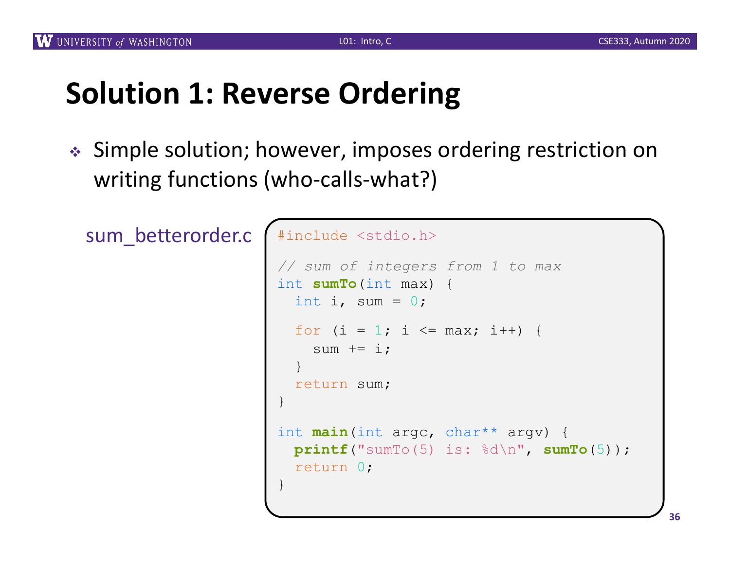# Solution 1: Reverse Ordering

- Simple solution; however, imposes ordering restriction on writing functions (who-calls-what?)

sum_betterorder.c

```c
#include <stdio.h>

// sum of integers from 1 to max
int sumTo(int max) {
  int i, sum = 0;

  for (i = 1; i <= max; i++) {
    sum += i;
  }
  return sum;
}

int main(int argc, char** argv) {
  printf("sumTo(5) is: %d\n", sumTo(5));
  return 0;
}
```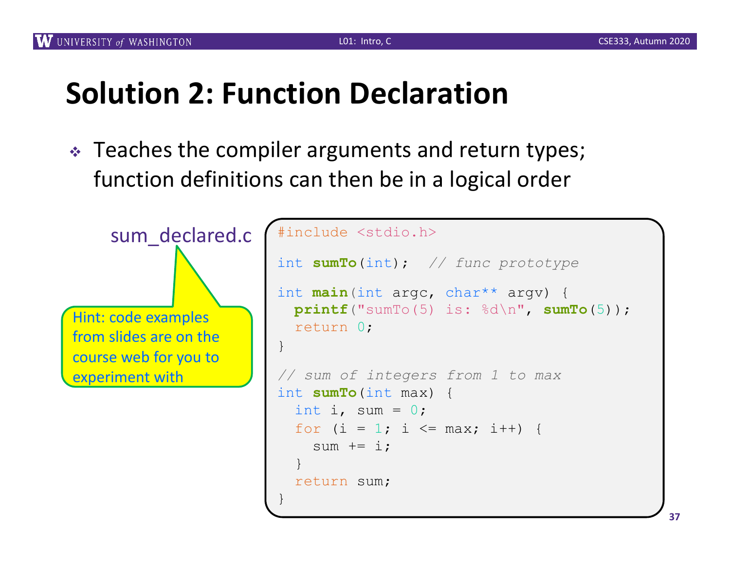# Solution 2: Function Declaration

- Teaches the compiler arguments and return types; function definitions can then be in a logical order

sum_declared.c

Hint: code examples from slides are on the course web for you to experiment with

```c
#include <stdio.h>

int sumTo(int);  // func prototype

int main(int argc, char** argv) {
  printf("sumTo(5) is: %d\n", sumTo(5));
  return 0;
}

// sum of integers from 1 to max
int sumTo(int max) {
  int i, sum = 0;
  for (i = 1; i <= max; i++) {
    sum += i;
  }
  return sum;
}
```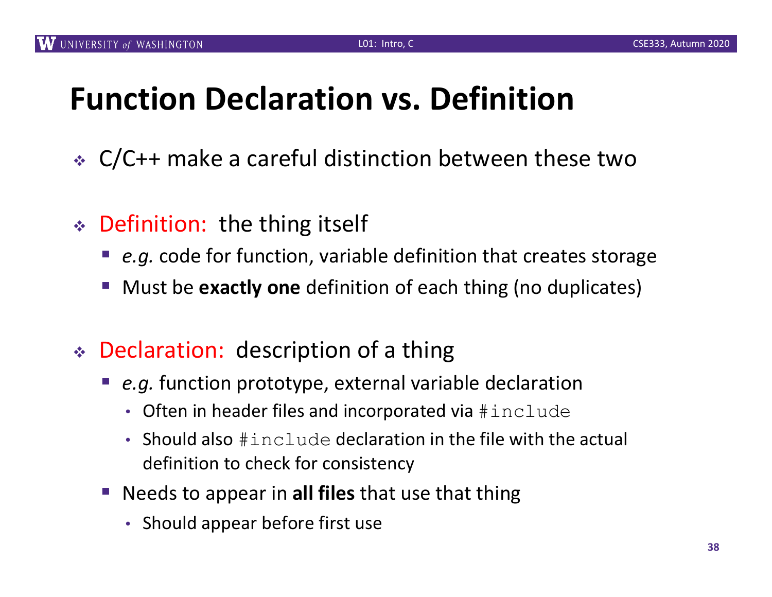# Function Declaration vs. Definition

- C/C++ make a careful distinction between these two

- Definition: the thing itself
  - *e.g.* code for function, variable definition that creates storage
  - Must be **exactly one** definition of each thing (no duplicates)

- Declaration: description of a thing
  - *e.g.* function prototype, external variable declaration
    - Often in header files and incorporated via `#include`
    - Should also `#include` declaration in the file with the actual definition to check for consistency
  - Needs to appear in **all files** that use that thing
    - Should appear before first use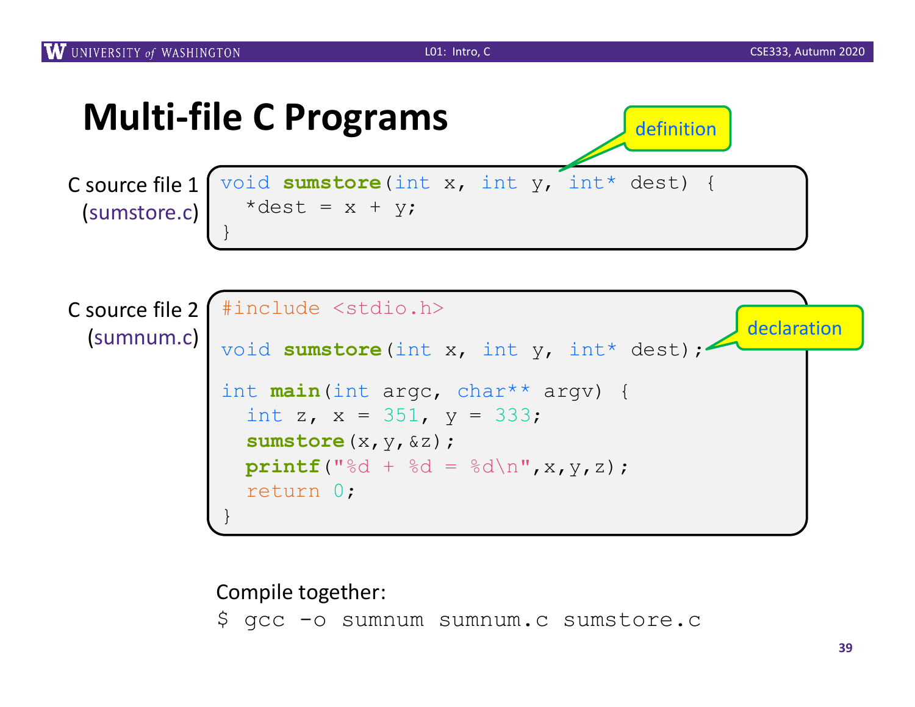# Multi-file C Programs

C source file 1 (sumstore.c)

definition

```c
void sumstore(int x, int y, int* dest) {
  *dest = x + y;
}
```

C source file 2 (sumnum.c)

declaration

```c
#include <stdio.h>

void sumstore(int x, int y, int* dest);

int main(int argc, char** argv) {
  int z, x = 351, y = 333;
  sumstore(x,y,&z);
  printf("%d + %d = %d\n",x,y,z);
  return 0;
}
```

Compile together:

```
$ gcc -o sumnum sumnum.c sumstore.c
```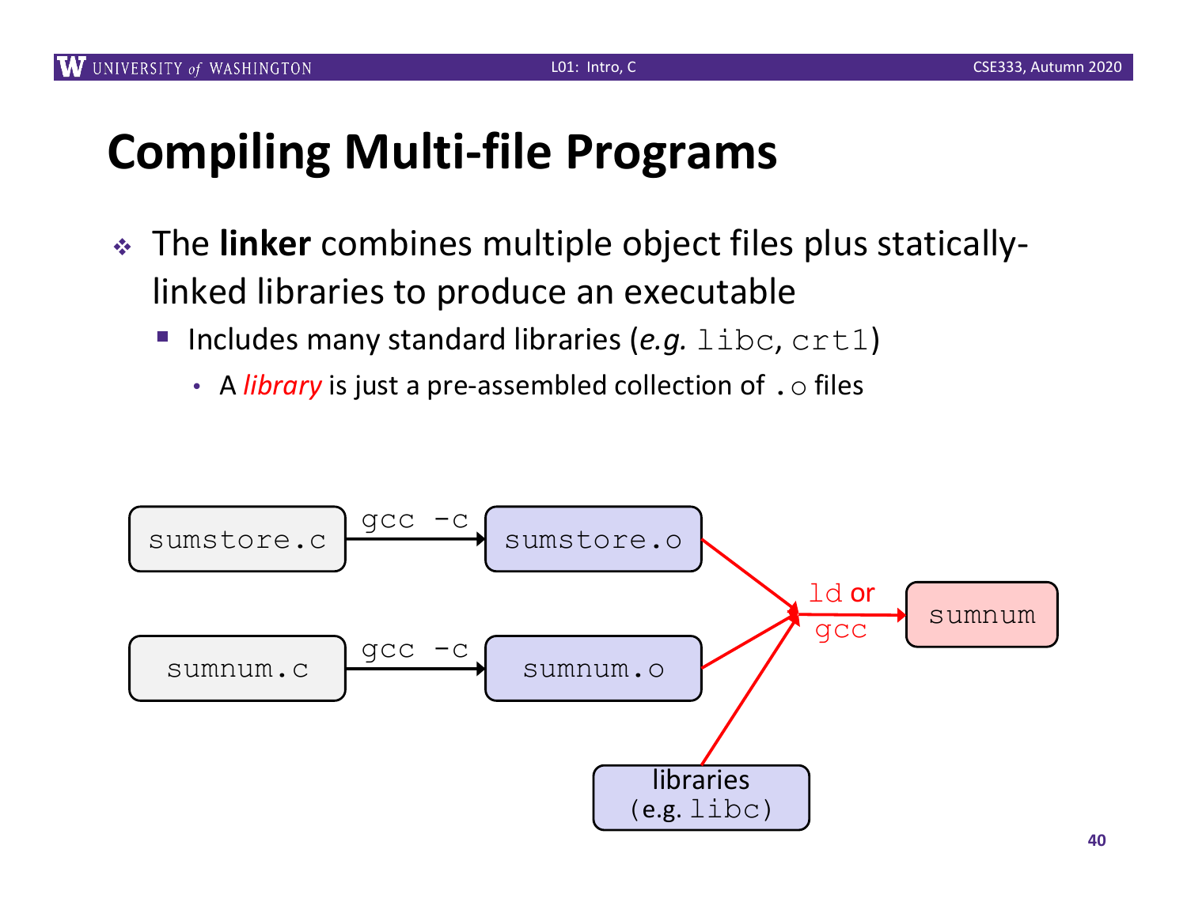# Compiling Multi-file Programs

- The **linker** combines multiple object files plus statically-linked libraries to produce an executable
  - Includes many standard libraries (*e.g.* `libc`, `crt1`)
    - A *library* is just a pre-assembled collection of `.o` files

```
sumstore.c  --gcc -c-->  sumstore.o  --\
                                        \
sumnum.c    --gcc -c-->  sumnum.o   -----> ld or gcc --> sumnum
                                        /
libraries (e.g. libc) -----------------/
```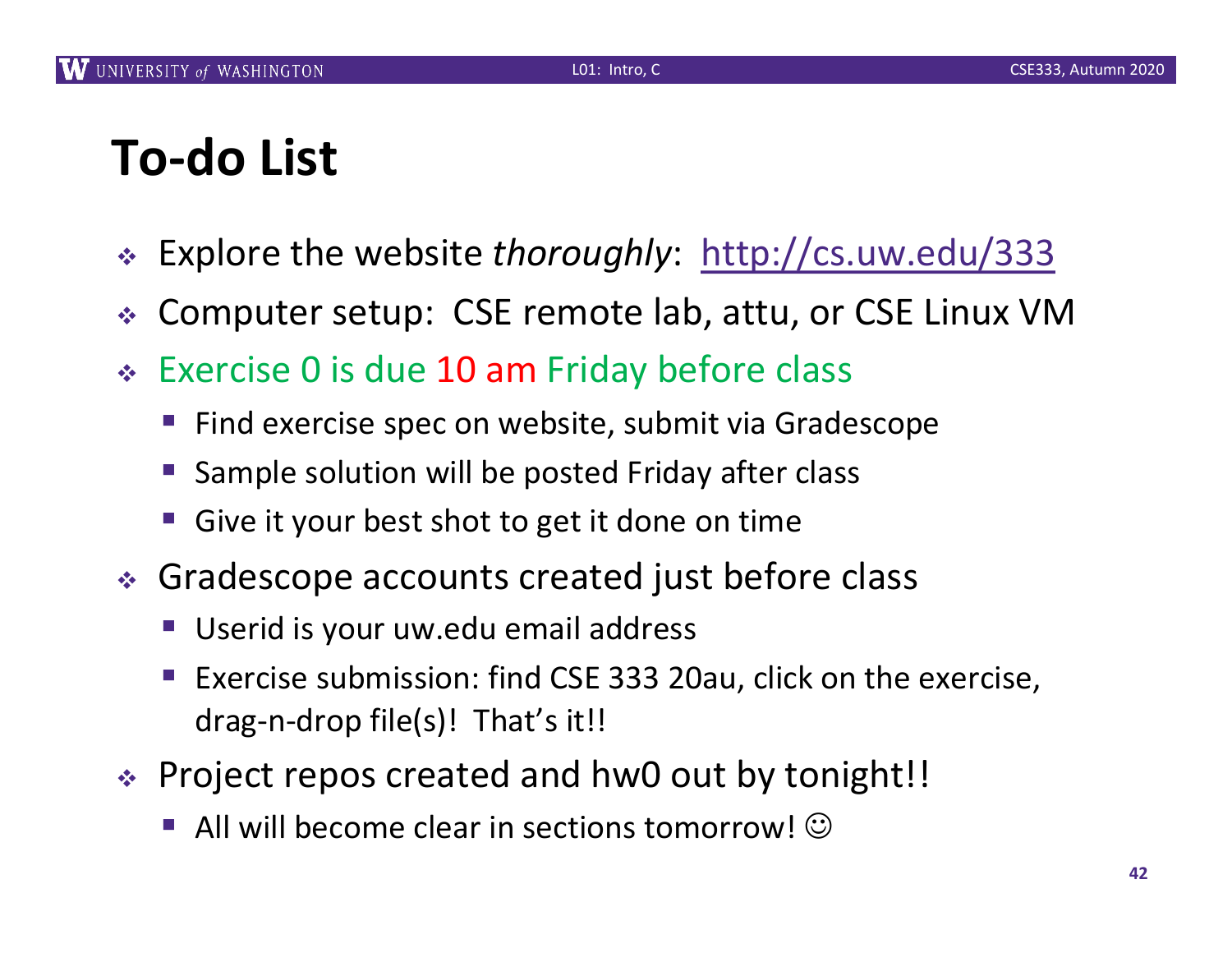# To-do List

- Explore the website *thoroughly*: http://cs.uw.edu/333
- Computer setup: CSE remote lab, attu, or CSE Linux VM
- Exercise 0 is due 10 am Friday before class
  - Find exercise spec on website, submit via Gradescope
  - Sample solution will be posted Friday after class
  - Give it your best shot to get it done on time
- Gradescope accounts created just before class
  - Userid is your uw.edu email address
  - Exercise submission: find CSE 333 20au, click on the exercise, drag-n-drop file(s)! That's it!!
- Project repos created and hw0 out by tonight!!
  - All will become clear in sections tomorrow! ☺